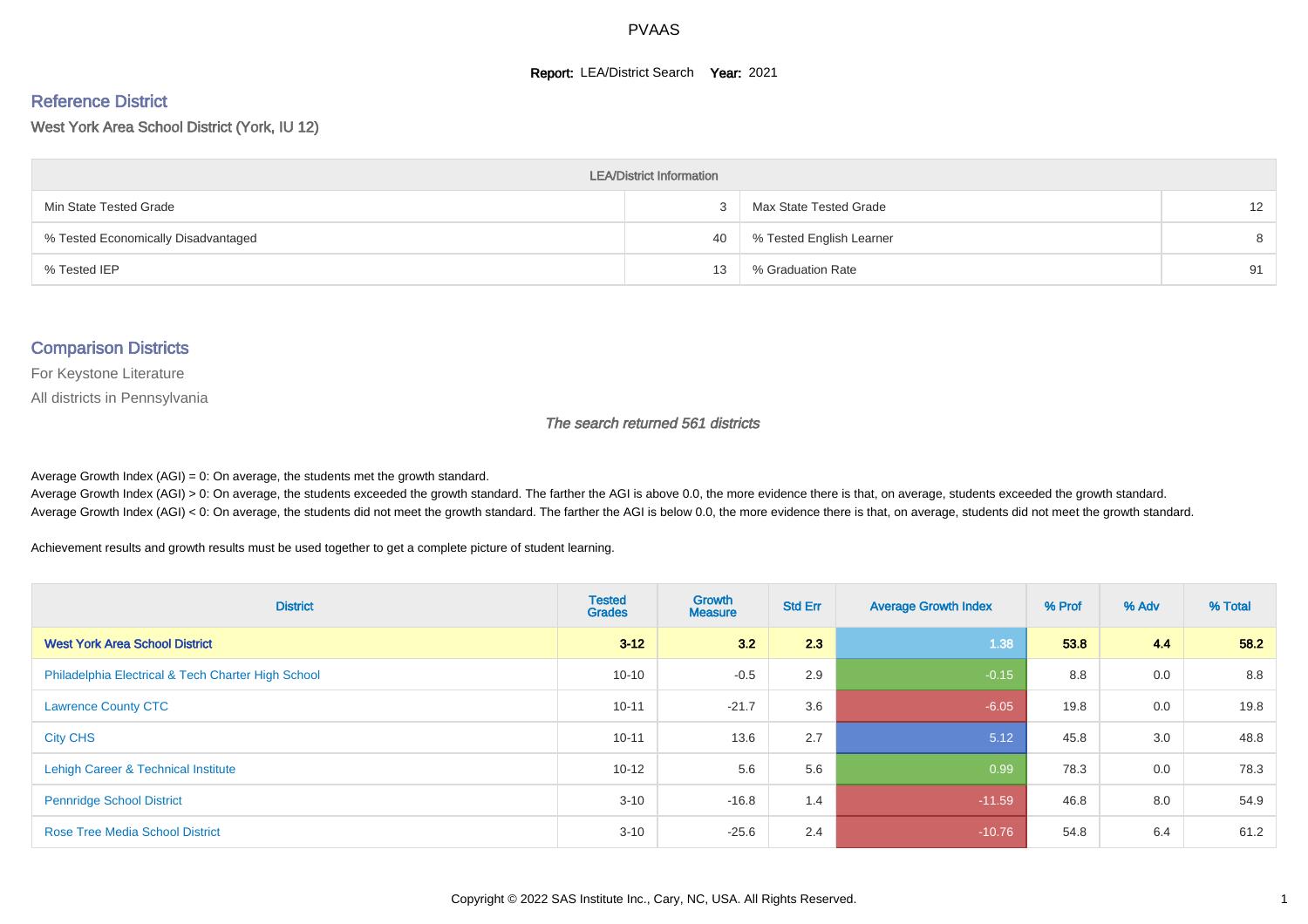# PVAAS

**Report:** LEA/District Search **Year:** 2021

## Reference District

West York Area School District (York, IU 12)

| LEA/District Information | | | |
|---|---|---|---|
| Min State Tested Grade | 3 | Max State Tested Grade | 12 |
| % Tested Economically Disadvantaged | 40 | % Tested English Learner | 8 |
| % Tested IEP | 13 | % Graduation Rate | 91 |

## Comparison Districts

For Keystone Literature

All districts in Pennsylvania

*The search returned 561 districts*

Average Growth Index (AGI) = 0: On average, the students met the growth standard.
Average Growth Index (AGI) > 0: On average, the students exceeded the growth standard. The farther the AGI is above 0.0, the more evidence there is that, on average, students exceeded the growth standard.
Average Growth Index (AGI) < 0: On average, the students did not meet the growth standard. The farther the AGI is below 0.0, the more evidence there is that, on average, students did not meet the growth standard.

Achievement results and growth results must be used together to get a complete picture of student learning.

| District | Tested Grades | Growth Measure | Std Err | Average Growth Index | % Prof | % Adv | % Total |
|---|---|---|---|---|---|---|---|
| **West York Area School District** | **3-12** | **3.2** | **2.3** | **1.38** | **53.8** | **4.4** | **58.2** |
| Philadelphia Electrical & Tech Charter High School | 10-10 | -0.5 | 2.9 | -0.15 | 8.8 | 0.0 | 8.8 |
| Lawrence County CTC | 10-11 | -21.7 | 3.6 | -6.05 | 19.8 | 0.0 | 19.8 |
| City CHS | 10-11 | 13.6 | 2.7 | 5.12 | 45.8 | 3.0 | 48.8 |
| Lehigh Career & Technical Institute | 10-12 | 5.6 | 5.6 | 0.99 | 78.3 | 0.0 | 78.3 |
| Pennridge School District | 3-10 | -16.8 | 1.4 | -11.59 | 46.8 | 8.0 | 54.9 |
| Rose Tree Media School District | 3-10 | -25.6 | 2.4 | -10.76 | 54.8 | 6.4 | 61.2 |

Copyright © 2022 SAS Institute Inc., Cary, NC, USA. All Rights Reserved.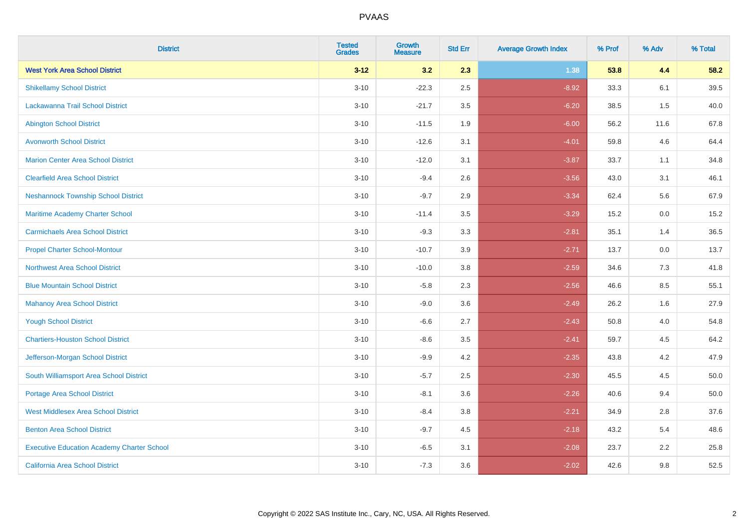| District | Tested Grades | Growth Measure | Std Err | Average Growth Index | % Prof | % Adv | % Total |
|---|---|---|---|---|---|---|---|
| **West York Area School District** | **3-12** | **3.2** | **2.3** | **1.38** | **53.8** | **4.4** | **58.2** |
| Shikellamy School District | 3-10 | -22.3 | 2.5 | -8.92 | 33.3 | 6.1 | 39.5 |
| Lackawanna Trail School District | 3-10 | -21.7 | 3.5 | -6.20 | 38.5 | 1.5 | 40.0 |
| Abington School District | 3-10 | -11.5 | 1.9 | -6.00 | 56.2 | 11.6 | 67.8 |
| Avonworth School District | 3-10 | -12.6 | 3.1 | -4.01 | 59.8 | 4.6 | 64.4 |
| Marion Center Area School District | 3-10 | -12.0 | 3.1 | -3.87 | 33.7 | 1.1 | 34.8 |
| Clearfield Area School District | 3-10 | -9.4 | 2.6 | -3.56 | 43.0 | 3.1 | 46.1 |
| Neshannock Township School District | 3-10 | -9.7 | 2.9 | -3.34 | 62.4 | 5.6 | 67.9 |
| Maritime Academy Charter School | 3-10 | -11.4 | 3.5 | -3.29 | 15.2 | 0.0 | 15.2 |
| Carmichaels Area School District | 3-10 | -9.3 | 3.3 | -2.81 | 35.1 | 1.4 | 36.5 |
| Propel Charter School-Montour | 3-10 | -10.7 | 3.9 | -2.71 | 13.7 | 0.0 | 13.7 |
| Northwest Area School District | 3-10 | -10.0 | 3.8 | -2.59 | 34.6 | 7.3 | 41.8 |
| Blue Mountain School District | 3-10 | -5.8 | 2.3 | -2.56 | 46.6 | 8.5 | 55.1 |
| Mahanoy Area School District | 3-10 | -9.0 | 3.6 | -2.49 | 26.2 | 1.6 | 27.9 |
| Yough School District | 3-10 | -6.6 | 2.7 | -2.43 | 50.8 | 4.0 | 54.8 |
| Chartiers-Houston School District | 3-10 | -8.6 | 3.5 | -2.41 | 59.7 | 4.5 | 64.2 |
| Jefferson-Morgan School District | 3-10 | -9.9 | 4.2 | -2.35 | 43.8 | 4.2 | 47.9 |
| South Williamsport Area School District | 3-10 | -5.7 | 2.5 | -2.30 | 45.5 | 4.5 | 50.0 |
| Portage Area School District | 3-10 | -8.1 | 3.6 | -2.26 | 40.6 | 9.4 | 50.0 |
| West Middlesex Area School District | 3-10 | -8.4 | 3.8 | -2.21 | 34.9 | 2.8 | 37.6 |
| Benton Area School District | 3-10 | -9.7 | 4.5 | -2.18 | 43.2 | 5.4 | 48.6 |
| Executive Education Academy Charter School | 3-10 | -6.5 | 3.1 | -2.08 | 23.7 | 2.2 | 25.8 |
| California Area School District | 3-10 | -7.3 | 3.6 | -2.02 | 42.6 | 9.8 | 52.5 |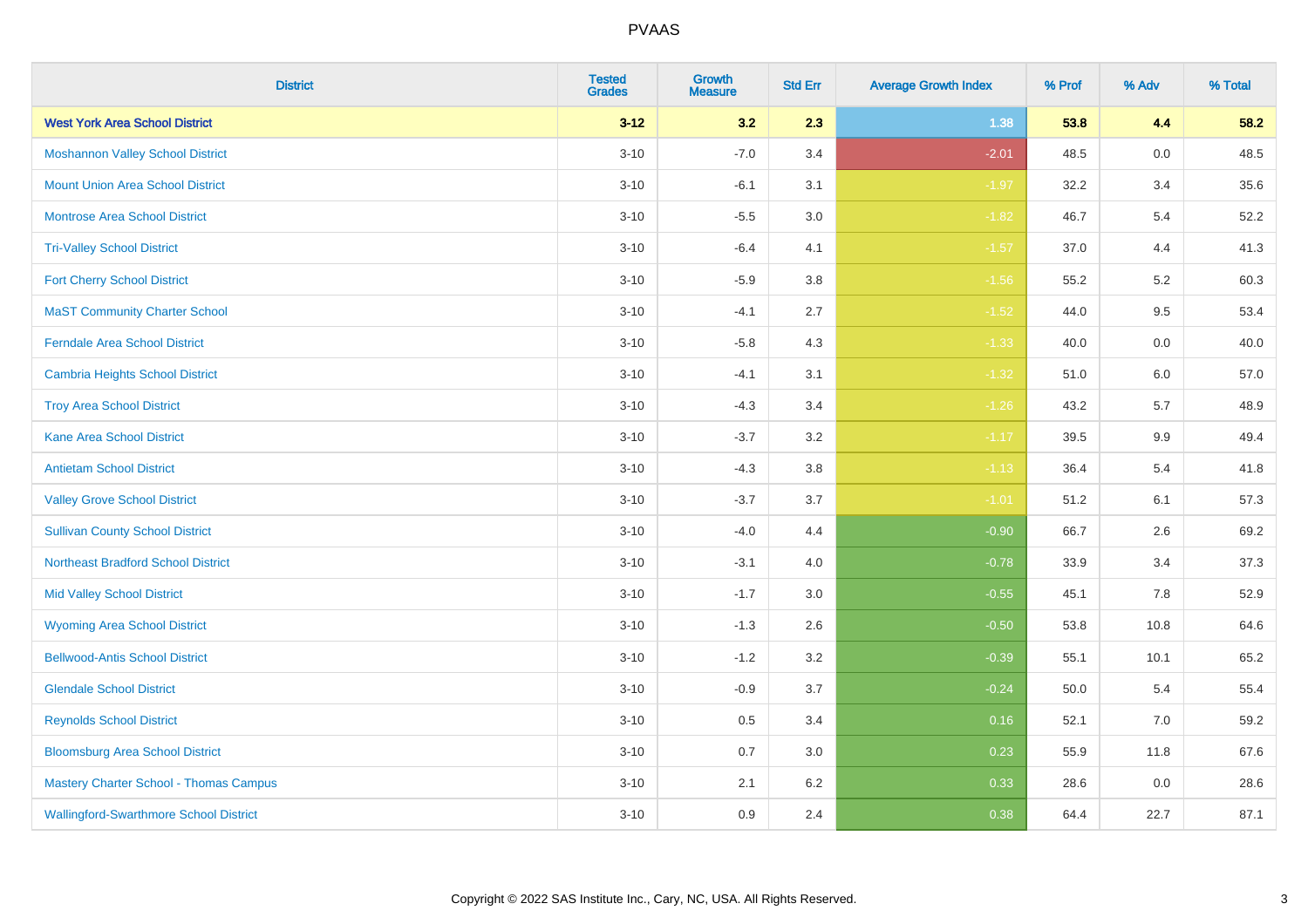# PVAAS

| District | Tested Grades | Growth Measure | Std Err | Average Growth Index | % Prof | % Adv | % Total |
|---|---|---|---|---|---|---|---|
| **West York Area School District** | **3-12** | **3.2** | **2.3** | **1.38** | **53.8** | **4.4** | **58.2** |
| Moshannon Valley School District | 3-10 | -7.0 | 3.4 | -2.01 | 48.5 | 0.0 | 48.5 |
| Mount Union Area School District | 3-10 | -6.1 | 3.1 | -1.97 | 32.2 | 3.4 | 35.6 |
| Montrose Area School District | 3-10 | -5.5 | 3.0 | -1.82 | 46.7 | 5.4 | 52.2 |
| Tri-Valley School District | 3-10 | -6.4 | 4.1 | -1.57 | 37.0 | 4.4 | 41.3 |
| Fort Cherry School District | 3-10 | -5.9 | 3.8 | -1.56 | 55.2 | 5.2 | 60.3 |
| MaST Community Charter School | 3-10 | -4.1 | 2.7 | -1.52 | 44.0 | 9.5 | 53.4 |
| Ferndale Area School District | 3-10 | -5.8 | 4.3 | -1.33 | 40.0 | 0.0 | 40.0 |
| Cambria Heights School District | 3-10 | -4.1 | 3.1 | -1.32 | 51.0 | 6.0 | 57.0 |
| Troy Area School District | 3-10 | -4.3 | 3.4 | -1.26 | 43.2 | 5.7 | 48.9 |
| Kane Area School District | 3-10 | -3.7 | 3.2 | -1.17 | 39.5 | 9.9 | 49.4 |
| Antietam School District | 3-10 | -4.3 | 3.8 | -1.13 | 36.4 | 5.4 | 41.8 |
| Valley Grove School District | 3-10 | -3.7 | 3.7 | -1.01 | 51.2 | 6.1 | 57.3 |
| Sullivan County School District | 3-10 | -4.0 | 4.4 | -0.90 | 66.7 | 2.6 | 69.2 |
| Northeast Bradford School District | 3-10 | -3.1 | 4.0 | -0.78 | 33.9 | 3.4 | 37.3 |
| Mid Valley School District | 3-10 | -1.7 | 3.0 | -0.55 | 45.1 | 7.8 | 52.9 |
| Wyoming Area School District | 3-10 | -1.3 | 2.6 | -0.50 | 53.8 | 10.8 | 64.6 |
| Bellwood-Antis School District | 3-10 | -1.2 | 3.2 | -0.39 | 55.1 | 10.1 | 65.2 |
| Glendale School District | 3-10 | -0.9 | 3.7 | -0.24 | 50.0 | 5.4 | 55.4 |
| Reynolds School District | 3-10 | 0.5 | 3.4 | 0.16 | 52.1 | 7.0 | 59.2 |
| Bloomsburg Area School District | 3-10 | 0.7 | 3.0 | 0.23 | 55.9 | 11.8 | 67.6 |
| Mastery Charter School - Thomas Campus | 3-10 | 2.1 | 6.2 | 0.33 | 28.6 | 0.0 | 28.6 |
| Wallingford-Swarthmore School District | 3-10 | 0.9 | 2.4 | 0.38 | 64.4 | 22.7 | 87.1 |

Copyright © 2022 SAS Institute Inc., Cary, NC, USA. All Rights Reserved.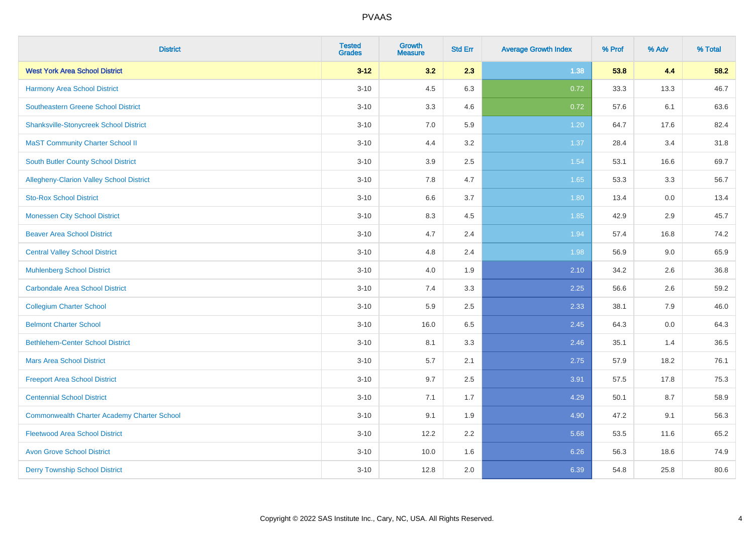# PVAAS

| District | Tested Grades | Growth Measure | Std Err | Average Growth Index | % Prof | % Adv | % Total |
|---|---|---|---|---|---|---|---|
| **West York Area School District** | **3-12** | **3.2** | **2.3** | **1.38** | **53.8** | **4.4** | **58.2** |
| Harmony Area School District | 3-10 | 4.5 | 6.3 | 0.72 | 33.3 | 13.3 | 46.7 |
| Southeastern Greene School District | 3-10 | 3.3 | 4.6 | 0.72 | 57.6 | 6.1 | 63.6 |
| Shanksville-Stonycreek School District | 3-10 | 7.0 | 5.9 | 1.20 | 64.7 | 17.6 | 82.4 |
| MaST Community Charter School II | 3-10 | 4.4 | 3.2 | 1.37 | 28.4 | 3.4 | 31.8 |
| South Butler County School District | 3-10 | 3.9 | 2.5 | 1.54 | 53.1 | 16.6 | 69.7 |
| Allegheny-Clarion Valley School District | 3-10 | 7.8 | 4.7 | 1.65 | 53.3 | 3.3 | 56.7 |
| Sto-Rox School District | 3-10 | 6.6 | 3.7 | 1.80 | 13.4 | 0.0 | 13.4 |
| Monessen City School District | 3-10 | 8.3 | 4.5 | 1.85 | 42.9 | 2.9 | 45.7 |
| Beaver Area School District | 3-10 | 4.7 | 2.4 | 1.94 | 57.4 | 16.8 | 74.2 |
| Central Valley School District | 3-10 | 4.8 | 2.4 | 1.98 | 56.9 | 9.0 | 65.9 |
| Muhlenberg School District | 3-10 | 4.0 | 1.9 | 2.10 | 34.2 | 2.6 | 36.8 |
| Carbondale Area School District | 3-10 | 7.4 | 3.3 | 2.25 | 56.6 | 2.6 | 59.2 |
| Collegium Charter School | 3-10 | 5.9 | 2.5 | 2.33 | 38.1 | 7.9 | 46.0 |
| Belmont Charter School | 3-10 | 16.0 | 6.5 | 2.45 | 64.3 | 0.0 | 64.3 |
| Bethlehem-Center School District | 3-10 | 8.1 | 3.3 | 2.46 | 35.1 | 1.4 | 36.5 |
| Mars Area School District | 3-10 | 5.7 | 2.1 | 2.75 | 57.9 | 18.2 | 76.1 |
| Freeport Area School District | 3-10 | 9.7 | 2.5 | 3.91 | 57.5 | 17.8 | 75.3 |
| Centennial School District | 3-10 | 7.1 | 1.7 | 4.29 | 50.1 | 8.7 | 58.9 |
| Commonwealth Charter Academy Charter School | 3-10 | 9.1 | 1.9 | 4.90 | 47.2 | 9.1 | 56.3 |
| Fleetwood Area School District | 3-10 | 12.2 | 2.2 | 5.68 | 53.5 | 11.6 | 65.2 |
| Avon Grove School District | 3-10 | 10.0 | 1.6 | 6.26 | 56.3 | 18.6 | 74.9 |
| Derry Township School District | 3-10 | 12.8 | 2.0 | 6.39 | 54.8 | 25.8 | 80.6 |

Copyright © 2022 SAS Institute Inc., Cary, NC, USA. All Rights Reserved.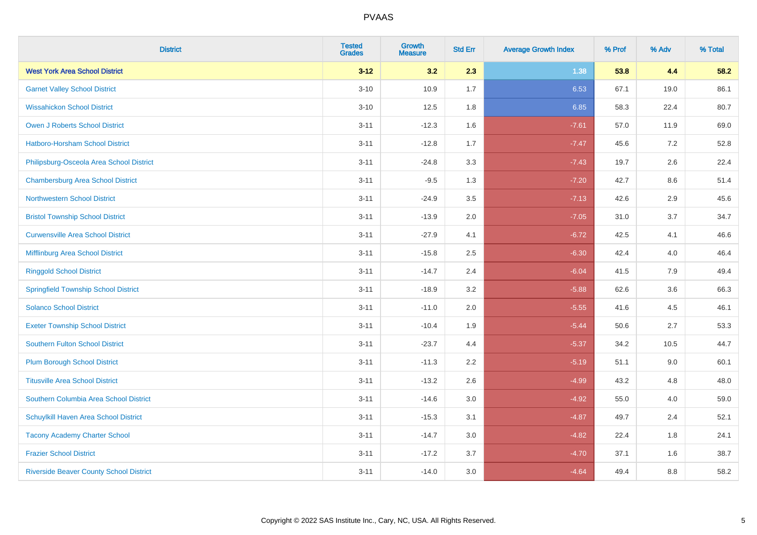| District | Tested Grades | Growth Measure | Std Err | Average Growth Index | % Prof | % Adv | % Total |
|---|---|---|---|---|---|---|---|
| **West York Area School District** | **3-12** | **3.2** | **2.3** | **1.38** | **53.8** | **4.4** | **58.2** |
| Garnet Valley School District | 3-10 | 10.9 | 1.7 | 6.53 | 67.1 | 19.0 | 86.1 |
| Wissahickon School District | 3-10 | 12.5 | 1.8 | 6.85 | 58.3 | 22.4 | 80.7 |
| Owen J Roberts School District | 3-11 | -12.3 | 1.6 | -7.61 | 57.0 | 11.9 | 69.0 |
| Hatboro-Horsham School District | 3-11 | -12.8 | 1.7 | -7.47 | 45.6 | 7.2 | 52.8 |
| Philipsburg-Osceola Area School District | 3-11 | -24.8 | 3.3 | -7.43 | 19.7 | 2.6 | 22.4 |
| Chambersburg Area School District | 3-11 | -9.5 | 1.3 | -7.20 | 42.7 | 8.6 | 51.4 |
| Northwestern School District | 3-11 | -24.9 | 3.5 | -7.13 | 42.6 | 2.9 | 45.6 |
| Bristol Township School District | 3-11 | -13.9 | 2.0 | -7.05 | 31.0 | 3.7 | 34.7 |
| Curwensville Area School District | 3-11 | -27.9 | 4.1 | -6.72 | 42.5 | 4.1 | 46.6 |
| Mifflinburg Area School District | 3-11 | -15.8 | 2.5 | -6.30 | 42.4 | 4.0 | 46.4 |
| Ringgold School District | 3-11 | -14.7 | 2.4 | -6.04 | 41.5 | 7.9 | 49.4 |
| Springfield Township School District | 3-11 | -18.9 | 3.2 | -5.88 | 62.6 | 3.6 | 66.3 |
| Solanco School District | 3-11 | -11.0 | 2.0 | -5.55 | 41.6 | 4.5 | 46.1 |
| Exeter Township School District | 3-11 | -10.4 | 1.9 | -5.44 | 50.6 | 2.7 | 53.3 |
| Southern Fulton School District | 3-11 | -23.7 | 4.4 | -5.37 | 34.2 | 10.5 | 44.7 |
| Plum Borough School District | 3-11 | -11.3 | 2.2 | -5.19 | 51.1 | 9.0 | 60.1 |
| Titusville Area School District | 3-11 | -13.2 | 2.6 | -4.99 | 43.2 | 4.8 | 48.0 |
| Southern Columbia Area School District | 3-11 | -14.6 | 3.0 | -4.92 | 55.0 | 4.0 | 59.0 |
| Schuylkill Haven Area School District | 3-11 | -15.3 | 3.1 | -4.87 | 49.7 | 2.4 | 52.1 |
| Tacony Academy Charter School | 3-11 | -14.7 | 3.0 | -4.82 | 22.4 | 1.8 | 24.1 |
| Frazier School District | 3-11 | -17.2 | 3.7 | -4.70 | 37.1 | 1.6 | 38.7 |
| Riverside Beaver County School District | 3-11 | -14.0 | 3.0 | -4.64 | 49.4 | 8.8 | 58.2 |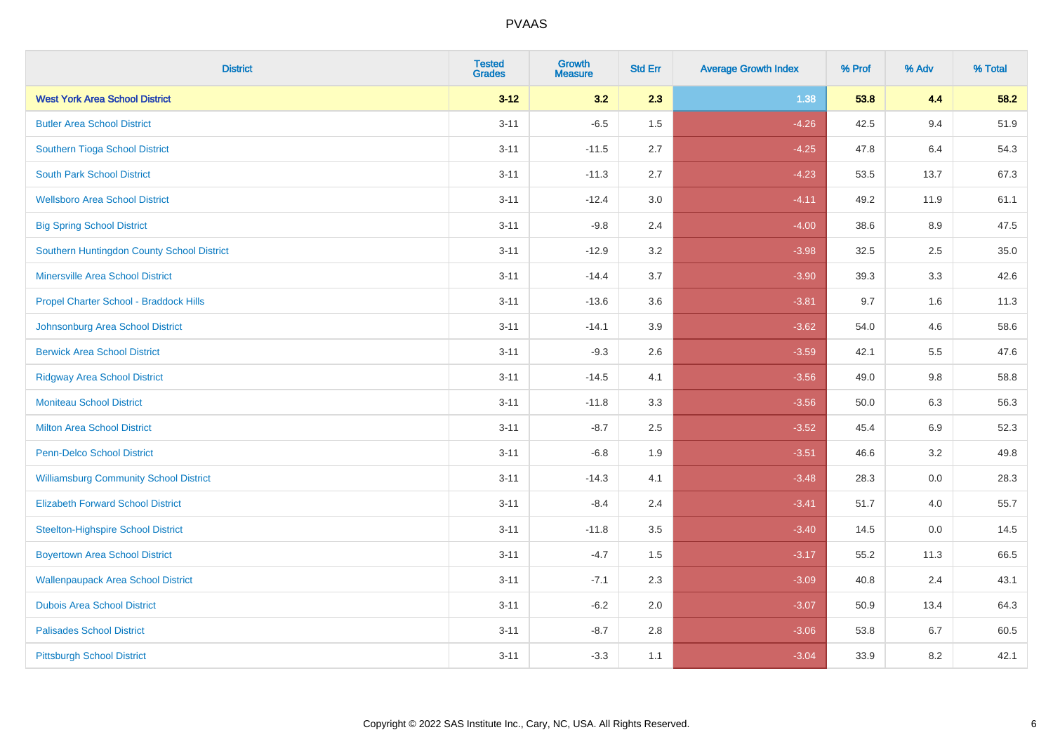# PVAAS

| District | Tested Grades | Growth Measure | Std Err | Average Growth Index | % Prof | % Adv | % Total |
|---|---|---|---|---|---|---|---|
| **West York Area School District** | **3-12** | **3.2** | **2.3** | **1.38** | **53.8** | **4.4** | **58.2** |
| Butler Area School District | 3-11 | -6.5 | 1.5 | -4.26 | 42.5 | 9.4 | 51.9 |
| Southern Tioga School District | 3-11 | -11.5 | 2.7 | -4.25 | 47.8 | 6.4 | 54.3 |
| South Park School District | 3-11 | -11.3 | 2.7 | -4.23 | 53.5 | 13.7 | 67.3 |
| Wellsboro Area School District | 3-11 | -12.4 | 3.0 | -4.11 | 49.2 | 11.9 | 61.1 |
| Big Spring School District | 3-11 | -9.8 | 2.4 | -4.00 | 38.6 | 8.9 | 47.5 |
| Southern Huntingdon County School District | 3-11 | -12.9 | 3.2 | -3.98 | 32.5 | 2.5 | 35.0 |
| Minersville Area School District | 3-11 | -14.4 | 3.7 | -3.90 | 39.3 | 3.3 | 42.6 |
| Propel Charter School - Braddock Hills | 3-11 | -13.6 | 3.6 | -3.81 | 9.7 | 1.6 | 11.3 |
| Johnsonburg Area School District | 3-11 | -14.1 | 3.9 | -3.62 | 54.0 | 4.6 | 58.6 |
| Berwick Area School District | 3-11 | -9.3 | 2.6 | -3.59 | 42.1 | 5.5 | 47.6 |
| Ridgway Area School District | 3-11 | -14.5 | 4.1 | -3.56 | 49.0 | 9.8 | 58.8 |
| Moniteau School District | 3-11 | -11.8 | 3.3 | -3.56 | 50.0 | 6.3 | 56.3 |
| Milton Area School District | 3-11 | -8.7 | 2.5 | -3.52 | 45.4 | 6.9 | 52.3 |
| Penn-Delco School District | 3-11 | -6.8 | 1.9 | -3.51 | 46.6 | 3.2 | 49.8 |
| Williamsburg Community School District | 3-11 | -14.3 | 4.1 | -3.48 | 28.3 | 0.0 | 28.3 |
| Elizabeth Forward School District | 3-11 | -8.4 | 2.4 | -3.41 | 51.7 | 4.0 | 55.7 |
| Steelton-Highspire School District | 3-11 | -11.8 | 3.5 | -3.40 | 14.5 | 0.0 | 14.5 |
| Boyertown Area School District | 3-11 | -4.7 | 1.5 | -3.17 | 55.2 | 11.3 | 66.5 |
| Wallenpaupack Area School District | 3-11 | -7.1 | 2.3 | -3.09 | 40.8 | 2.4 | 43.1 |
| Dubois Area School District | 3-11 | -6.2 | 2.0 | -3.07 | 50.9 | 13.4 | 64.3 |
| Palisades School District | 3-11 | -8.7 | 2.8 | -3.06 | 53.8 | 6.7 | 60.5 |
| Pittsburgh School District | 3-11 | -3.3 | 1.1 | -3.04 | 33.9 | 8.2 | 42.1 |

Copyright © 2022 SAS Institute Inc., Cary, NC, USA. All Rights Reserved.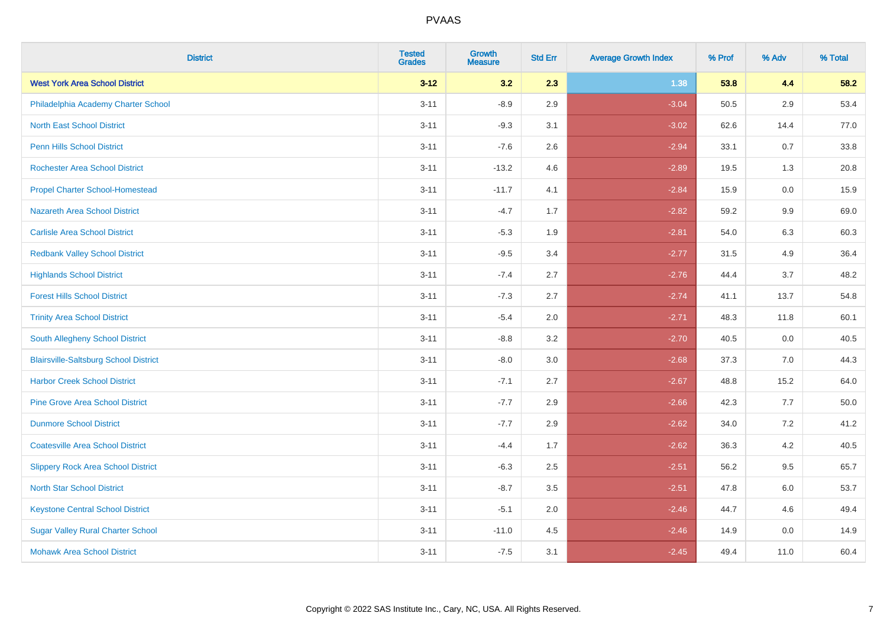# PVAAS

| District | Tested Grades | Growth Measure | Std Err | Average Growth Index | % Prof | % Adv | % Total |
|---|---|---|---|---|---|---|---|
| **West York Area School District** | **3-12** | **3.2** | **2.3** | **1.38** | **53.8** | **4.4** | **58.2** |
| Philadelphia Academy Charter School | 3-11 | -8.9 | 2.9 | -3.04 | 50.5 | 2.9 | 53.4 |
| North East School District | 3-11 | -9.3 | 3.1 | -3.02 | 62.6 | 14.4 | 77.0 |
| Penn Hills School District | 3-11 | -7.6 | 2.6 | -2.94 | 33.1 | 0.7 | 33.8 |
| Rochester Area School District | 3-11 | -13.2 | 4.6 | -2.89 | 19.5 | 1.3 | 20.8 |
| Propel Charter School-Homestead | 3-11 | -11.7 | 4.1 | -2.84 | 15.9 | 0.0 | 15.9 |
| Nazareth Area School District | 3-11 | -4.7 | 1.7 | -2.82 | 59.2 | 9.9 | 69.0 |
| Carlisle Area School District | 3-11 | -5.3 | 1.9 | -2.81 | 54.0 | 6.3 | 60.3 |
| Redbank Valley School District | 3-11 | -9.5 | 3.4 | -2.77 | 31.5 | 4.9 | 36.4 |
| Highlands School District | 3-11 | -7.4 | 2.7 | -2.76 | 44.4 | 3.7 | 48.2 |
| Forest Hills School District | 3-11 | -7.3 | 2.7 | -2.74 | 41.1 | 13.7 | 54.8 |
| Trinity Area School District | 3-11 | -5.4 | 2.0 | -2.71 | 48.3 | 11.8 | 60.1 |
| South Allegheny School District | 3-11 | -8.8 | 3.2 | -2.70 | 40.5 | 0.0 | 40.5 |
| Blairsville-Saltsburg School District | 3-11 | -8.0 | 3.0 | -2.68 | 37.3 | 7.0 | 44.3 |
| Harbor Creek School District | 3-11 | -7.1 | 2.7 | -2.67 | 48.8 | 15.2 | 64.0 |
| Pine Grove Area School District | 3-11 | -7.7 | 2.9 | -2.66 | 42.3 | 7.7 | 50.0 |
| Dunmore School District | 3-11 | -7.7 | 2.9 | -2.62 | 34.0 | 7.2 | 41.2 |
| Coatesville Area School District | 3-11 | -4.4 | 1.7 | -2.62 | 36.3 | 4.2 | 40.5 |
| Slippery Rock Area School District | 3-11 | -6.3 | 2.5 | -2.51 | 56.2 | 9.5 | 65.7 |
| North Star School District | 3-11 | -8.7 | 3.5 | -2.51 | 47.8 | 6.0 | 53.7 |
| Keystone Central School District | 3-11 | -5.1 | 2.0 | -2.46 | 44.7 | 4.6 | 49.4 |
| Sugar Valley Rural Charter School | 3-11 | -11.0 | 4.5 | -2.46 | 14.9 | 0.0 | 14.9 |
| Mohawk Area School District | 3-11 | -7.5 | 3.1 | -2.45 | 49.4 | 11.0 | 60.4 |

Copyright © 2022 SAS Institute Inc., Cary, NC, USA. All Rights Reserved.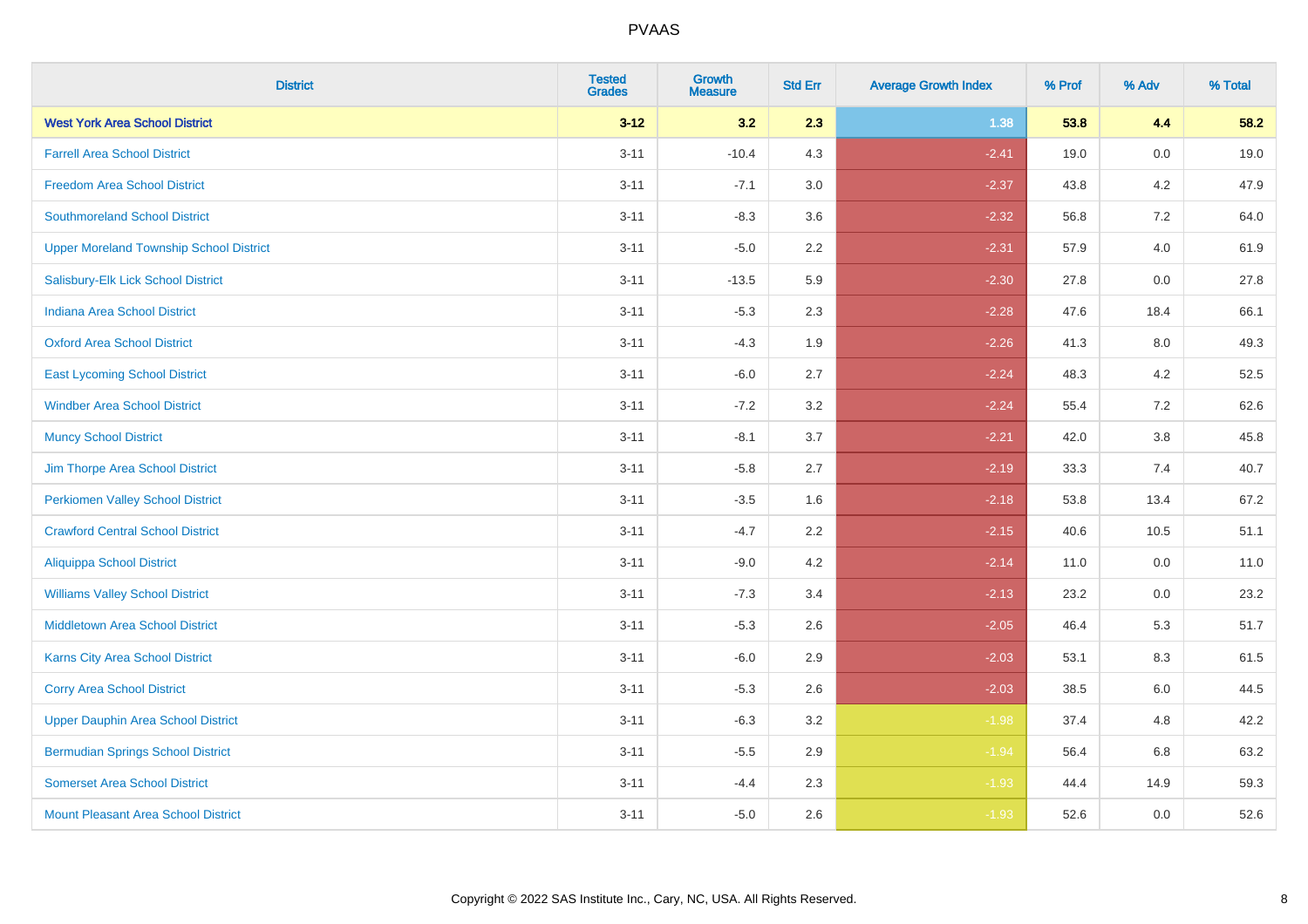# PVAAS

| District | Tested Grades | Growth Measure | Std Err | Average Growth Index | % Prof | % Adv | % Total |
|---|---|---|---|---|---|---|---|
| **West York Area School District** | **3-12** | **3.2** | **2.3** | **1.38** | **53.8** | **4.4** | **58.2** |
| Farrell Area School District | 3-11 | -10.4 | 4.3 | -2.41 | 19.0 | 0.0 | 19.0 |
| Freedom Area School District | 3-11 | -7.1 | 3.0 | -2.37 | 43.8 | 4.2 | 47.9 |
| Southmoreland School District | 3-11 | -8.3 | 3.6 | -2.32 | 56.8 | 7.2 | 64.0 |
| Upper Moreland Township School District | 3-11 | -5.0 | 2.2 | -2.31 | 57.9 | 4.0 | 61.9 |
| Salisbury-Elk Lick School District | 3-11 | -13.5 | 5.9 | -2.30 | 27.8 | 0.0 | 27.8 |
| Indiana Area School District | 3-11 | -5.3 | 2.3 | -2.28 | 47.6 | 18.4 | 66.1 |
| Oxford Area School District | 3-11 | -4.3 | 1.9 | -2.26 | 41.3 | 8.0 | 49.3 |
| East Lycoming School District | 3-11 | -6.0 | 2.7 | -2.24 | 48.3 | 4.2 | 52.5 |
| Windber Area School District | 3-11 | -7.2 | 3.2 | -2.24 | 55.4 | 7.2 | 62.6 |
| Muncy School District | 3-11 | -8.1 | 3.7 | -2.21 | 42.0 | 3.8 | 45.8 |
| Jim Thorpe Area School District | 3-11 | -5.8 | 2.7 | -2.19 | 33.3 | 7.4 | 40.7 |
| Perkiomen Valley School District | 3-11 | -3.5 | 1.6 | -2.18 | 53.8 | 13.4 | 67.2 |
| Crawford Central School District | 3-11 | -4.7 | 2.2 | -2.15 | 40.6 | 10.5 | 51.1 |
| Aliquippa School District | 3-11 | -9.0 | 4.2 | -2.14 | 11.0 | 0.0 | 11.0 |
| Williams Valley School District | 3-11 | -7.3 | 3.4 | -2.13 | 23.2 | 0.0 | 23.2 |
| Middletown Area School District | 3-11 | -5.3 | 2.6 | -2.05 | 46.4 | 5.3 | 51.7 |
| Karns City Area School District | 3-11 | -6.0 | 2.9 | -2.03 | 53.1 | 8.3 | 61.5 |
| Corry Area School District | 3-11 | -5.3 | 2.6 | -2.03 | 38.5 | 6.0 | 44.5 |
| Upper Dauphin Area School District | 3-11 | -6.3 | 3.2 | -1.98 | 37.4 | 4.8 | 42.2 |
| Bermudian Springs School District | 3-11 | -5.5 | 2.9 | -1.94 | 56.4 | 6.8 | 63.2 |
| Somerset Area School District | 3-11 | -4.4 | 2.3 | -1.93 | 44.4 | 14.9 | 59.3 |
| Mount Pleasant Area School District | 3-11 | -5.0 | 2.6 | -1.93 | 52.6 | 0.0 | 52.6 |

Copyright © 2022 SAS Institute Inc., Cary, NC, USA. All Rights Reserved.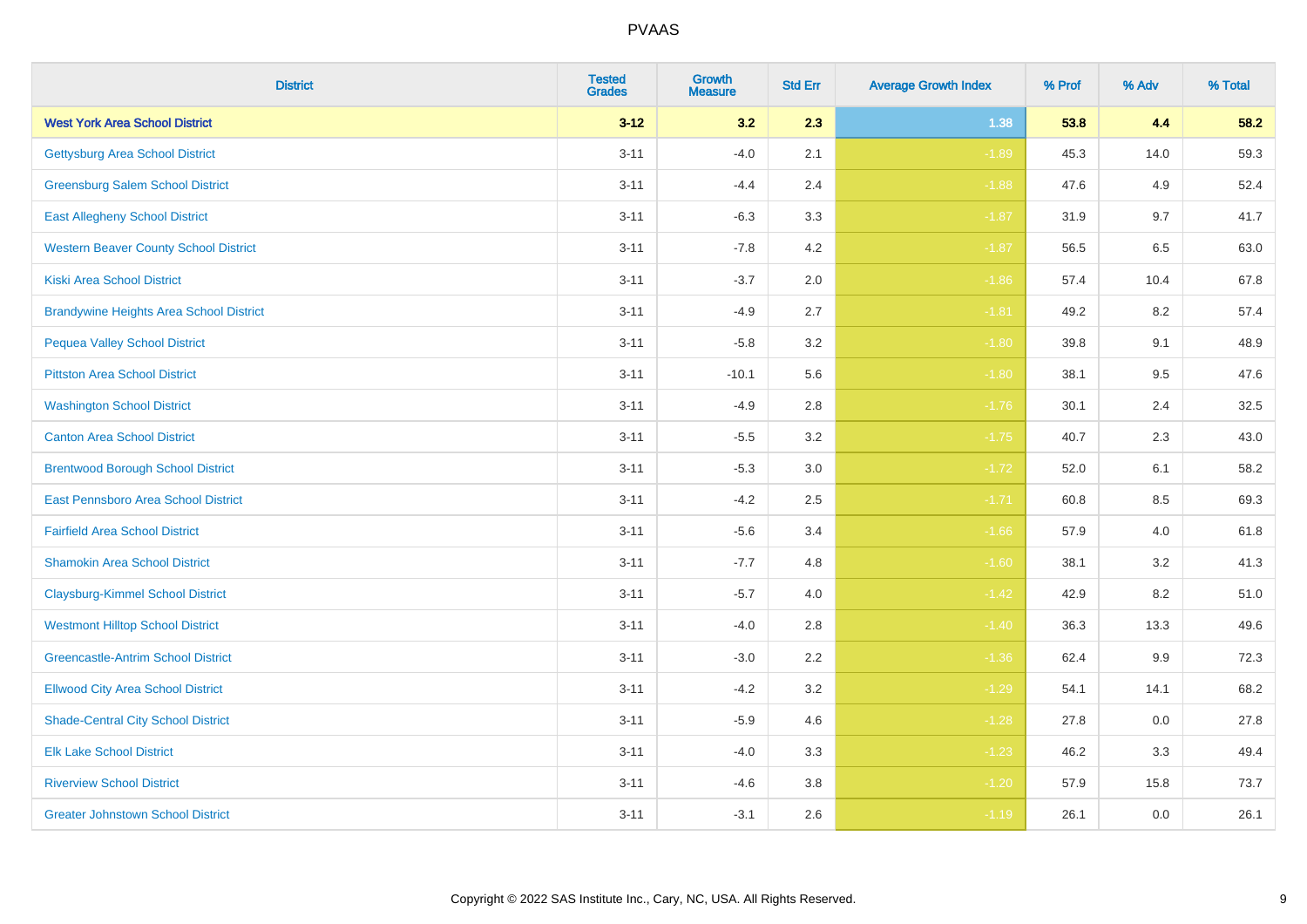# PVAAS

| District | Tested Grades | Growth Measure | Std Err | Average Growth Index | % Prof | % Adv | % Total |
|---|---|---|---|---|---|---|---|
| **West York Area School District** | **3-12** | **3.2** | **2.3** | **1.38** | **53.8** | **4.4** | **58.2** |
| Gettysburg Area School District | 3-11 | -4.0 | 2.1 | -1.89 | 45.3 | 14.0 | 59.3 |
| Greensburg Salem School District | 3-11 | -4.4 | 2.4 | -1.88 | 47.6 | 4.9 | 52.4 |
| East Allegheny School District | 3-11 | -6.3 | 3.3 | -1.87 | 31.9 | 9.7 | 41.7 |
| Western Beaver County School District | 3-11 | -7.8 | 4.2 | -1.87 | 56.5 | 6.5 | 63.0 |
| Kiski Area School District | 3-11 | -3.7 | 2.0 | -1.86 | 57.4 | 10.4 | 67.8 |
| Brandywine Heights Area School District | 3-11 | -4.9 | 2.7 | -1.81 | 49.2 | 8.2 | 57.4 |
| Pequea Valley School District | 3-11 | -5.8 | 3.2 | -1.80 | 39.8 | 9.1 | 48.9 |
| Pittston Area School District | 3-11 | -10.1 | 5.6 | -1.80 | 38.1 | 9.5 | 47.6 |
| Washington School District | 3-11 | -4.9 | 2.8 | -1.76 | 30.1 | 2.4 | 32.5 |
| Canton Area School District | 3-11 | -5.5 | 3.2 | -1.75 | 40.7 | 2.3 | 43.0 |
| Brentwood Borough School District | 3-11 | -5.3 | 3.0 | -1.72 | 52.0 | 6.1 | 58.2 |
| East Pennsboro Area School District | 3-11 | -4.2 | 2.5 | -1.71 | 60.8 | 8.5 | 69.3 |
| Fairfield Area School District | 3-11 | -5.6 | 3.4 | -1.66 | 57.9 | 4.0 | 61.8 |
| Shamokin Area School District | 3-11 | -7.7 | 4.8 | -1.60 | 38.1 | 3.2 | 41.3 |
| Claysburg-Kimmel School District | 3-11 | -5.7 | 4.0 | -1.42 | 42.9 | 8.2 | 51.0 |
| Westmont Hilltop School District | 3-11 | -4.0 | 2.8 | -1.40 | 36.3 | 13.3 | 49.6 |
| Greencastle-Antrim School District | 3-11 | -3.0 | 2.2 | -1.36 | 62.4 | 9.9 | 72.3 |
| Ellwood City Area School District | 3-11 | -4.2 | 3.2 | -1.29 | 54.1 | 14.1 | 68.2 |
| Shade-Central City School District | 3-11 | -5.9 | 4.6 | -1.28 | 27.8 | 0.0 | 27.8 |
| Elk Lake School District | 3-11 | -4.0 | 3.3 | -1.23 | 46.2 | 3.3 | 49.4 |
| Riverview School District | 3-11 | -4.6 | 3.8 | -1.20 | 57.9 | 15.8 | 73.7 |
| Greater Johnstown School District | 3-11 | -3.1 | 2.6 | -1.19 | 26.1 | 0.0 | 26.1 |

Copyright © 2022 SAS Institute Inc., Cary, NC, USA. All Rights Reserved.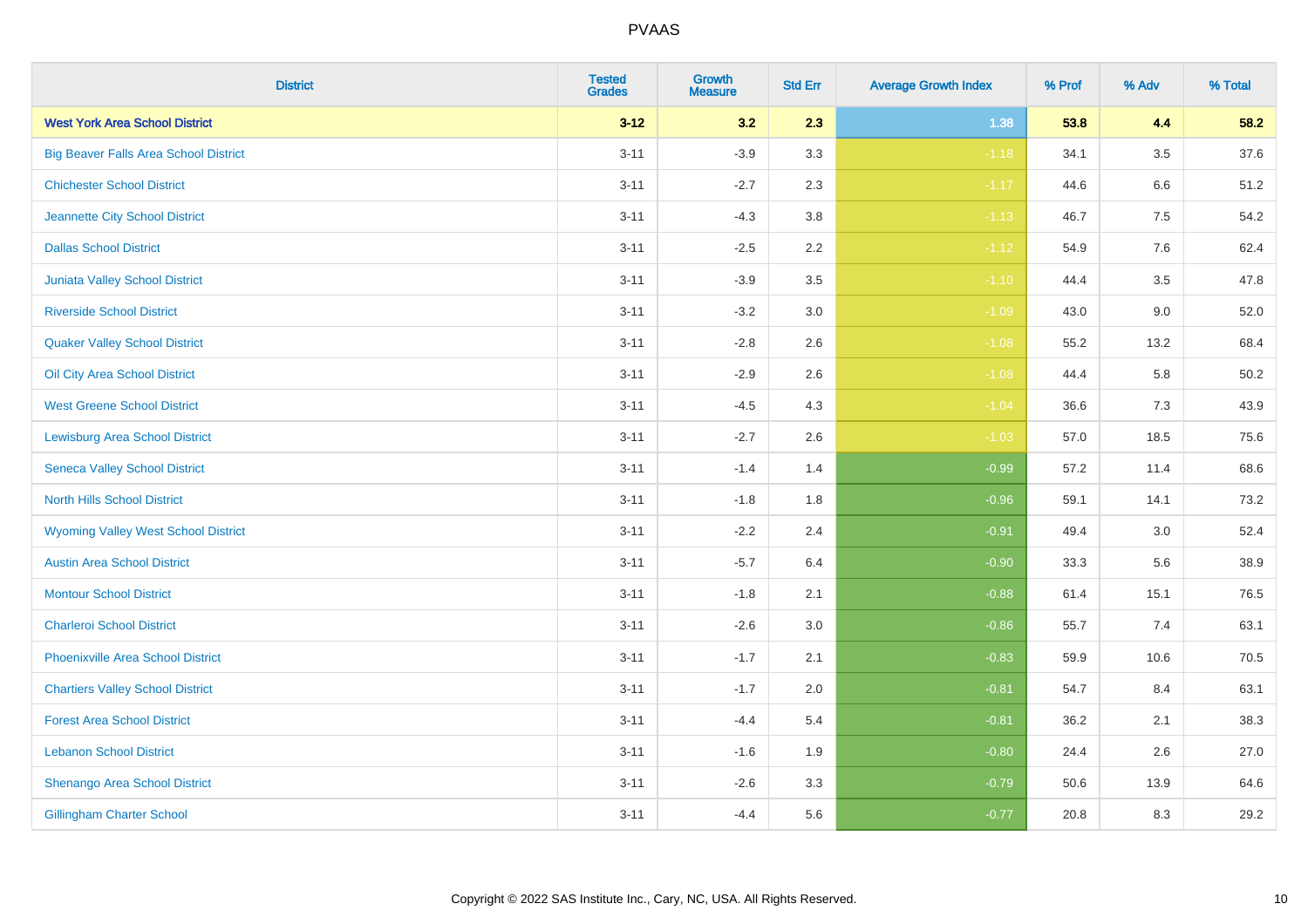| District | Tested Grades | Growth Measure | Std Err | Average Growth Index | % Prof | % Adv | % Total |
|---|---|---|---|---|---|---|---|
| **West York Area School District** | **3-12** | **3.2** | **2.3** | **1.38** | **53.8** | **4.4** | **58.2** |
| Big Beaver Falls Area School District | 3-11 | -3.9 | 3.3 | -1.18 | 34.1 | 3.5 | 37.6 |
| Chichester School District | 3-11 | -2.7 | 2.3 | -1.17 | 44.6 | 6.6 | 51.2 |
| Jeannette City School District | 3-11 | -4.3 | 3.8 | -1.13 | 46.7 | 7.5 | 54.2 |
| Dallas School District | 3-11 | -2.5 | 2.2 | -1.12 | 54.9 | 7.6 | 62.4 |
| Juniata Valley School District | 3-11 | -3.9 | 3.5 | -1.10 | 44.4 | 3.5 | 47.8 |
| Riverside School District | 3-11 | -3.2 | 3.0 | -1.09 | 43.0 | 9.0 | 52.0 |
| Quaker Valley School District | 3-11 | -2.8 | 2.6 | -1.08 | 55.2 | 13.2 | 68.4 |
| Oil City Area School District | 3-11 | -2.9 | 2.6 | -1.08 | 44.4 | 5.8 | 50.2 |
| West Greene School District | 3-11 | -4.5 | 4.3 | -1.04 | 36.6 | 7.3 | 43.9 |
| Lewisburg Area School District | 3-11 | -2.7 | 2.6 | -1.03 | 57.0 | 18.5 | 75.6 |
| Seneca Valley School District | 3-11 | -1.4 | 1.4 | -0.99 | 57.2 | 11.4 | 68.6 |
| North Hills School District | 3-11 | -1.8 | 1.8 | -0.96 | 59.1 | 14.1 | 73.2 |
| Wyoming Valley West School District | 3-11 | -2.2 | 2.4 | -0.91 | 49.4 | 3.0 | 52.4 |
| Austin Area School District | 3-11 | -5.7 | 6.4 | -0.90 | 33.3 | 5.6 | 38.9 |
| Montour School District | 3-11 | -1.8 | 2.1 | -0.88 | 61.4 | 15.1 | 76.5 |
| Charleroi School District | 3-11 | -2.6 | 3.0 | -0.86 | 55.7 | 7.4 | 63.1 |
| Phoenixville Area School District | 3-11 | -1.7 | 2.1 | -0.83 | 59.9 | 10.6 | 70.5 |
| Chartiers Valley School District | 3-11 | -1.7 | 2.0 | -0.81 | 54.7 | 8.4 | 63.1 |
| Forest Area School District | 3-11 | -4.4 | 5.4 | -0.81 | 36.2 | 2.1 | 38.3 |
| Lebanon School District | 3-11 | -1.6 | 1.9 | -0.80 | 24.4 | 2.6 | 27.0 |
| Shenango Area School District | 3-11 | -2.6 | 3.3 | -0.79 | 50.6 | 13.9 | 64.6 |
| Gillingham Charter School | 3-11 | -4.4 | 5.6 | -0.77 | 20.8 | 8.3 | 29.2 |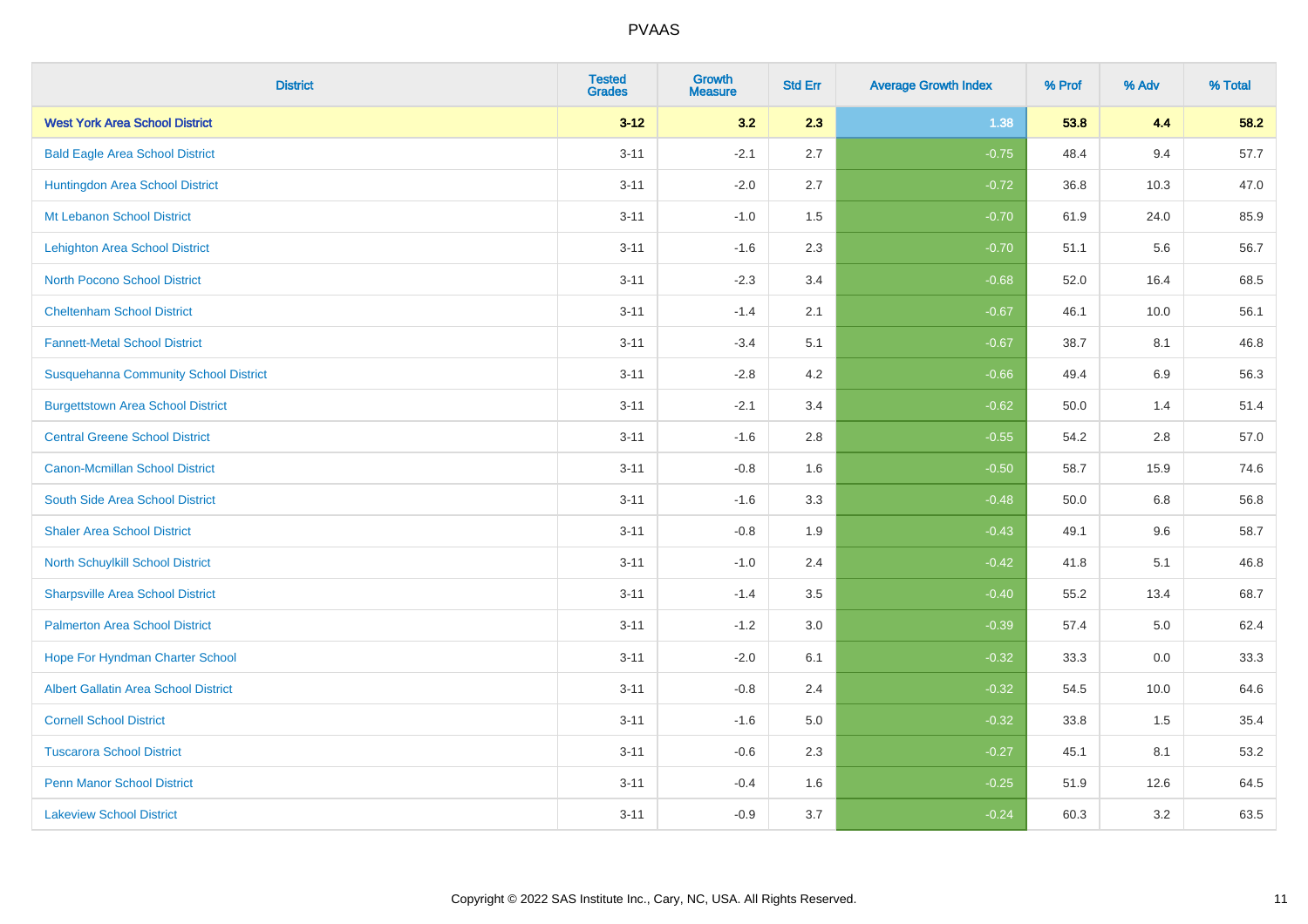| District | Tested Grades | Growth Measure | Std Err | Average Growth Index | % Prof | % Adv | % Total |
|---|---|---|---|---|---|---|---|
| **West York Area School District** | **3-12** | **3.2** | **2.3** | **1.38** | **53.8** | **4.4** | **58.2** |
| Bald Eagle Area School District | 3-11 | -2.1 | 2.7 | -0.75 | 48.4 | 9.4 | 57.7 |
| Huntingdon Area School District | 3-11 | -2.0 | 2.7 | -0.72 | 36.8 | 10.3 | 47.0 |
| Mt Lebanon School District | 3-11 | -1.0 | 1.5 | -0.70 | 61.9 | 24.0 | 85.9 |
| Lehighton Area School District | 3-11 | -1.6 | 2.3 | -0.70 | 51.1 | 5.6 | 56.7 |
| North Pocono School District | 3-11 | -2.3 | 3.4 | -0.68 | 52.0 | 16.4 | 68.5 |
| Cheltenham School District | 3-11 | -1.4 | 2.1 | -0.67 | 46.1 | 10.0 | 56.1 |
| Fannett-Metal School District | 3-11 | -3.4 | 5.1 | -0.67 | 38.7 | 8.1 | 46.8 |
| Susquehanna Community School District | 3-11 | -2.8 | 4.2 | -0.66 | 49.4 | 6.9 | 56.3 |
| Burgettstown Area School District | 3-11 | -2.1 | 3.4 | -0.62 | 50.0 | 1.4 | 51.4 |
| Central Greene School District | 3-11 | -1.6 | 2.8 | -0.55 | 54.2 | 2.8 | 57.0 |
| Canon-Mcmillan School District | 3-11 | -0.8 | 1.6 | -0.50 | 58.7 | 15.9 | 74.6 |
| South Side Area School District | 3-11 | -1.6 | 3.3 | -0.48 | 50.0 | 6.8 | 56.8 |
| Shaler Area School District | 3-11 | -0.8 | 1.9 | -0.43 | 49.1 | 9.6 | 58.7 |
| North Schuylkill School District | 3-11 | -1.0 | 2.4 | -0.42 | 41.8 | 5.1 | 46.8 |
| Sharpsville Area School District | 3-11 | -1.4 | 3.5 | -0.40 | 55.2 | 13.4 | 68.7 |
| Palmerton Area School District | 3-11 | -1.2 | 3.0 | -0.39 | 57.4 | 5.0 | 62.4 |
| Hope For Hyndman Charter School | 3-11 | -2.0 | 6.1 | -0.32 | 33.3 | 0.0 | 33.3 |
| Albert Gallatin Area School District | 3-11 | -0.8 | 2.4 | -0.32 | 54.5 | 10.0 | 64.6 |
| Cornell School District | 3-11 | -1.6 | 5.0 | -0.32 | 33.8 | 1.5 | 35.4 |
| Tuscarora School District | 3-11 | -0.6 | 2.3 | -0.27 | 45.1 | 8.1 | 53.2 |
| Penn Manor School District | 3-11 | -0.4 | 1.6 | -0.25 | 51.9 | 12.6 | 64.5 |
| Lakeview School District | 3-11 | -0.9 | 3.7 | -0.24 | 60.3 | 3.2 | 63.5 |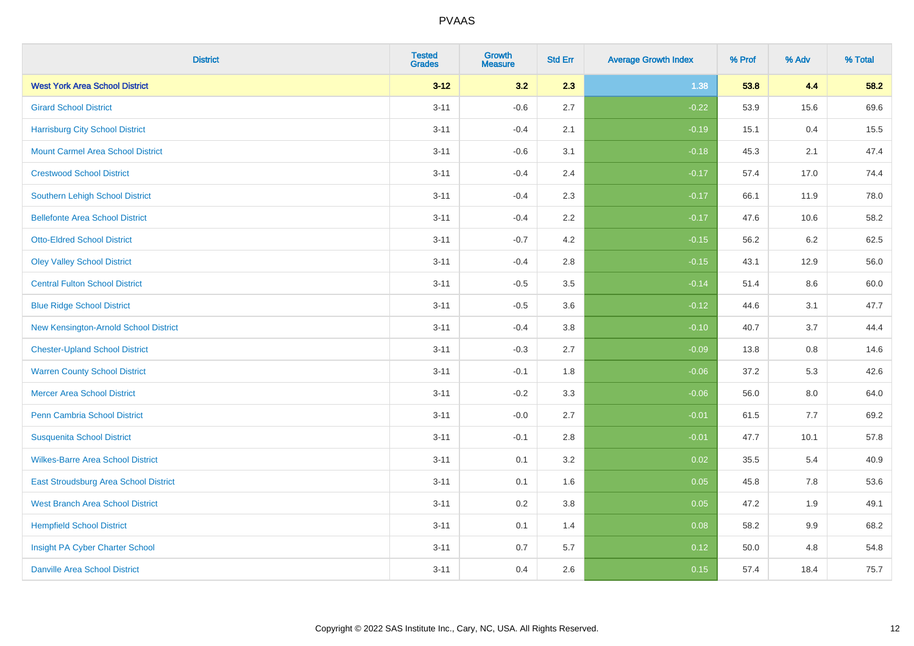# PVAAS

| District | Tested Grades | Growth Measure | Std Err | Average Growth Index | % Prof | % Adv | % Total |
|---|---|---|---|---|---|---|---|
| **West York Area School District** | **3-12** | **3.2** | **2.3** | **1.38** | **53.8** | **4.4** | **58.2** |
| Girard School District | 3-11 | -0.6 | 2.7 | -0.22 | 53.9 | 15.6 | 69.6 |
| Harrisburg City School District | 3-11 | -0.4 | 2.1 | -0.19 | 15.1 | 0.4 | 15.5 |
| Mount Carmel Area School District | 3-11 | -0.6 | 3.1 | -0.18 | 45.3 | 2.1 | 47.4 |
| Crestwood School District | 3-11 | -0.4 | 2.4 | -0.17 | 57.4 | 17.0 | 74.4 |
| Southern Lehigh School District | 3-11 | -0.4 | 2.3 | -0.17 | 66.1 | 11.9 | 78.0 |
| Bellefonte Area School District | 3-11 | -0.4 | 2.2 | -0.17 | 47.6 | 10.6 | 58.2 |
| Otto-Eldred School District | 3-11 | -0.7 | 4.2 | -0.15 | 56.2 | 6.2 | 62.5 |
| Oley Valley School District | 3-11 | -0.4 | 2.8 | -0.15 | 43.1 | 12.9 | 56.0 |
| Central Fulton School District | 3-11 | -0.5 | 3.5 | -0.14 | 51.4 | 8.6 | 60.0 |
| Blue Ridge School District | 3-11 | -0.5 | 3.6 | -0.12 | 44.6 | 3.1 | 47.7 |
| New Kensington-Arnold School District | 3-11 | -0.4 | 3.8 | -0.10 | 40.7 | 3.7 | 44.4 |
| Chester-Upland School District | 3-11 | -0.3 | 2.7 | -0.09 | 13.8 | 0.8 | 14.6 |
| Warren County School District | 3-11 | -0.1 | 1.8 | -0.06 | 37.2 | 5.3 | 42.6 |
| Mercer Area School District | 3-11 | -0.2 | 3.3 | -0.06 | 56.0 | 8.0 | 64.0 |
| Penn Cambria School District | 3-11 | -0.0 | 2.7 | -0.01 | 61.5 | 7.7 | 69.2 |
| Susquenita School District | 3-11 | -0.1 | 2.8 | -0.01 | 47.7 | 10.1 | 57.8 |
| Wilkes-Barre Area School District | 3-11 | 0.1 | 3.2 | 0.02 | 35.5 | 5.4 | 40.9 |
| East Stroudsburg Area School District | 3-11 | 0.1 | 1.6 | 0.05 | 45.8 | 7.8 | 53.6 |
| West Branch Area School District | 3-11 | 0.2 | 3.8 | 0.05 | 47.2 | 1.9 | 49.1 |
| Hempfield School District | 3-11 | 0.1 | 1.4 | 0.08 | 58.2 | 9.9 | 68.2 |
| Insight PA Cyber Charter School | 3-11 | 0.7 | 5.7 | 0.12 | 50.0 | 4.8 | 54.8 |
| Danville Area School District | 3-11 | 0.4 | 2.6 | 0.15 | 57.4 | 18.4 | 75.7 |

Copyright © 2022 SAS Institute Inc., Cary, NC, USA. All Rights Reserved.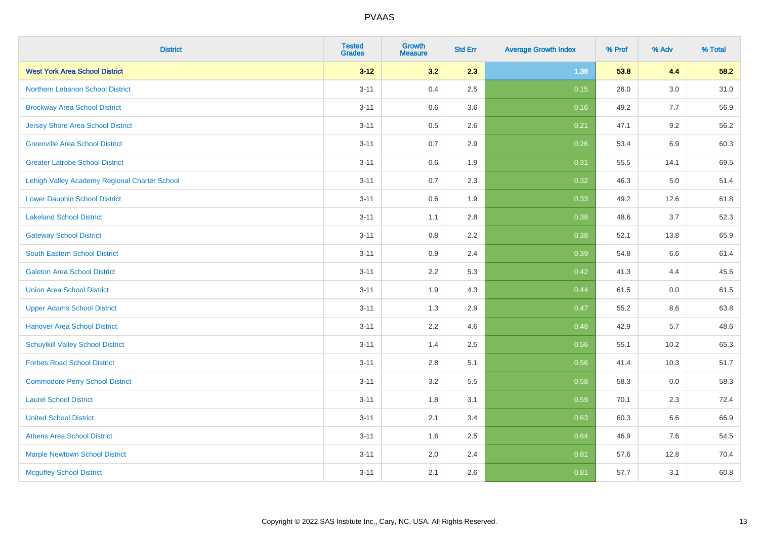PVAAS

| District | Tested Grades | Growth Measure | Std Err | Average Growth Index | % Prof | % Adv | % Total |
|---|---|---|---|---|---|---|---|
| **West York Area School District** | **3-12** | **3.2** | **2.3** | **1.38** | **53.8** | **4.4** | **58.2** |
| Northern Lebanon School District | 3-11 | 0.4 | 2.5 | 0.15 | 28.0 | 3.0 | 31.0 |
| Brockway Area School District | 3-11 | 0.6 | 3.6 | 0.16 | 49.2 | 7.7 | 56.9 |
| Jersey Shore Area School District | 3-11 | 0.5 | 2.6 | 0.21 | 47.1 | 9.2 | 56.2 |
| Greenville Area School District | 3-11 | 0.7 | 2.9 | 0.26 | 53.4 | 6.9 | 60.3 |
| Greater Latrobe School District | 3-11 | 0.6 | 1.9 | 0.31 | 55.5 | 14.1 | 69.5 |
| Lehigh Valley Academy Regional Charter School | 3-11 | 0.7 | 2.3 | 0.32 | 46.3 | 5.0 | 51.4 |
| Lower Dauphin School District | 3-11 | 0.6 | 1.9 | 0.33 | 49.2 | 12.6 | 61.8 |
| Lakeland School District | 3-11 | 1.1 | 2.8 | 0.38 | 48.6 | 3.7 | 52.3 |
| Gateway School District | 3-11 | 0.8 | 2.2 | 0.38 | 52.1 | 13.8 | 65.9 |
| South Eastern School District | 3-11 | 0.9 | 2.4 | 0.39 | 54.8 | 6.6 | 61.4 |
| Galeton Area School District | 3-11 | 2.2 | 5.3 | 0.42 | 41.3 | 4.4 | 45.6 |
| Union Area School District | 3-11 | 1.9 | 4.3 | 0.44 | 61.5 | 0.0 | 61.5 |
| Upper Adams School District | 3-11 | 1.3 | 2.9 | 0.47 | 55.2 | 8.6 | 63.8 |
| Hanover Area School District | 3-11 | 2.2 | 4.6 | 0.48 | 42.9 | 5.7 | 48.6 |
| Schuylkill Valley School District | 3-11 | 1.4 | 2.5 | 0.56 | 55.1 | 10.2 | 65.3 |
| Forbes Road School District | 3-11 | 2.8 | 5.1 | 0.56 | 41.4 | 10.3 | 51.7 |
| Commodore Perry School District | 3-11 | 3.2 | 5.5 | 0.58 | 58.3 | 0.0 | 58.3 |
| Laurel School District | 3-11 | 1.8 | 3.1 | 0.59 | 70.1 | 2.3 | 72.4 |
| United School District | 3-11 | 2.1 | 3.4 | 0.63 | 60.3 | 6.6 | 66.9 |
| Athens Area School District | 3-11 | 1.6 | 2.5 | 0.64 | 46.9 | 7.6 | 54.5 |
| Marple Newtown School District | 3-11 | 2.0 | 2.4 | 0.81 | 57.6 | 12.8 | 70.4 |
| Mcguffey School District | 3-11 | 2.1 | 2.6 | 0.81 | 57.7 | 3.1 | 60.8 |

Copyright © 2022 SAS Institute Inc., Cary, NC, USA. All Rights Reserved.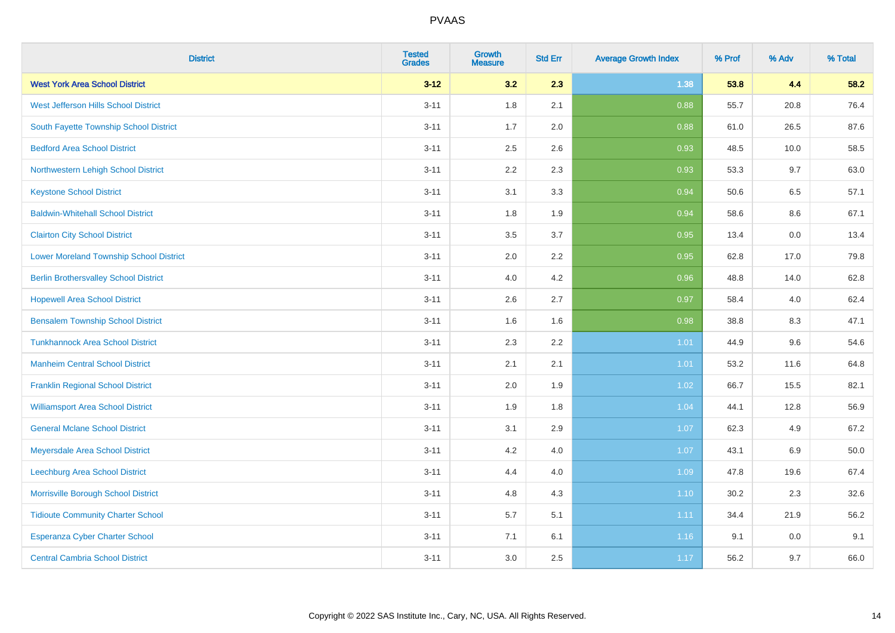# PVAAS

| District | Tested Grades | Growth Measure | Std Err | Average Growth Index | % Prof | % Adv | % Total |
|---|---|---|---|---|---|---|---|
| **West York Area School District** | **3-12** | **3.2** | **2.3** | **1.38** | **53.8** | **4.4** | **58.2** |
| West Jefferson Hills School District | 3-11 | 1.8 | 2.1 | 0.88 | 55.7 | 20.8 | 76.4 |
| South Fayette Township School District | 3-11 | 1.7 | 2.0 | 0.88 | 61.0 | 26.5 | 87.6 |
| Bedford Area School District | 3-11 | 2.5 | 2.6 | 0.93 | 48.5 | 10.0 | 58.5 |
| Northwestern Lehigh School District | 3-11 | 2.2 | 2.3 | 0.93 | 53.3 | 9.7 | 63.0 |
| Keystone School District | 3-11 | 3.1 | 3.3 | 0.94 | 50.6 | 6.5 | 57.1 |
| Baldwin-Whitehall School District | 3-11 | 1.8 | 1.9 | 0.94 | 58.6 | 8.6 | 67.1 |
| Clairton City School District | 3-11 | 3.5 | 3.7 | 0.95 | 13.4 | 0.0 | 13.4 |
| Lower Moreland Township School District | 3-11 | 2.0 | 2.2 | 0.95 | 62.8 | 17.0 | 79.8 |
| Berlin Brothersvalley School District | 3-11 | 4.0 | 4.2 | 0.96 | 48.8 | 14.0 | 62.8 |
| Hopewell Area School District | 3-11 | 2.6 | 2.7 | 0.97 | 58.4 | 4.0 | 62.4 |
| Bensalem Township School District | 3-11 | 1.6 | 1.6 | 0.98 | 38.8 | 8.3 | 47.1 |
| Tunkhannock Area School District | 3-11 | 2.3 | 2.2 | 1.01 | 44.9 | 9.6 | 54.6 |
| Manheim Central School District | 3-11 | 2.1 | 2.1 | 1.01 | 53.2 | 11.6 | 64.8 |
| Franklin Regional School District | 3-11 | 2.0 | 1.9 | 1.02 | 66.7 | 15.5 | 82.1 |
| Williamsport Area School District | 3-11 | 1.9 | 1.8 | 1.04 | 44.1 | 12.8 | 56.9 |
| General Mclane School District | 3-11 | 3.1 | 2.9 | 1.07 | 62.3 | 4.9 | 67.2 |
| Meyersdale Area School District | 3-11 | 4.2 | 4.0 | 1.07 | 43.1 | 6.9 | 50.0 |
| Leechburg Area School District | 3-11 | 4.4 | 4.0 | 1.09 | 47.8 | 19.6 | 67.4 |
| Morrisville Borough School District | 3-11 | 4.8 | 4.3 | 1.10 | 30.2 | 2.3 | 32.6 |
| Tidioute Community Charter School | 3-11 | 5.7 | 5.1 | 1.11 | 34.4 | 21.9 | 56.2 |
| Esperanza Cyber Charter School | 3-11 | 7.1 | 6.1 | 1.16 | 9.1 | 0.0 | 9.1 |
| Central Cambria School District | 3-11 | 3.0 | 2.5 | 1.17 | 56.2 | 9.7 | 66.0 |

Copyright © 2022 SAS Institute Inc., Cary, NC, USA. All Rights Reserved.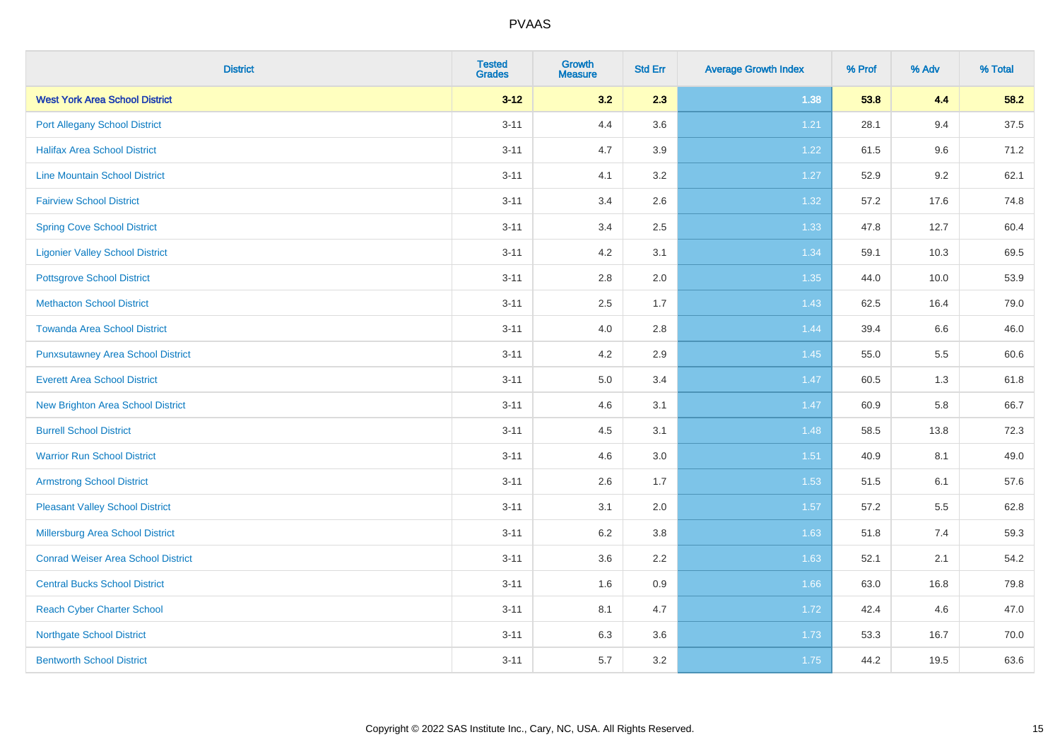| District | Tested Grades | Growth Measure | Std Err | Average Growth Index | % Prof | % Adv | % Total |
|---|---|---|---|---|---|---|---|
| **West York Area School District** | **3-12** | **3.2** | **2.3** | **1.38** | **53.8** | **4.4** | **58.2** |
| Port Allegany School District | 3-11 | 4.4 | 3.6 | 1.21 | 28.1 | 9.4 | 37.5 |
| Halifax Area School District | 3-11 | 4.7 | 3.9 | 1.22 | 61.5 | 9.6 | 71.2 |
| Line Mountain School District | 3-11 | 4.1 | 3.2 | 1.27 | 52.9 | 9.2 | 62.1 |
| Fairview School District | 3-11 | 3.4 | 2.6 | 1.32 | 57.2 | 17.6 | 74.8 |
| Spring Cove School District | 3-11 | 3.4 | 2.5 | 1.33 | 47.8 | 12.7 | 60.4 |
| Ligonier Valley School District | 3-11 | 4.2 | 3.1 | 1.34 | 59.1 | 10.3 | 69.5 |
| Pottsgrove School District | 3-11 | 2.8 | 2.0 | 1.35 | 44.0 | 10.0 | 53.9 |
| Methacton School District | 3-11 | 2.5 | 1.7 | 1.43 | 62.5 | 16.4 | 79.0 |
| Towanda Area School District | 3-11 | 4.0 | 2.8 | 1.44 | 39.4 | 6.6 | 46.0 |
| Punxsutawney Area School District | 3-11 | 4.2 | 2.9 | 1.45 | 55.0 | 5.5 | 60.6 |
| Everett Area School District | 3-11 | 5.0 | 3.4 | 1.47 | 60.5 | 1.3 | 61.8 |
| New Brighton Area School District | 3-11 | 4.6 | 3.1 | 1.47 | 60.9 | 5.8 | 66.7 |
| Burrell School District | 3-11 | 4.5 | 3.1 | 1.48 | 58.5 | 13.8 | 72.3 |
| Warrior Run School District | 3-11 | 4.6 | 3.0 | 1.51 | 40.9 | 8.1 | 49.0 |
| Armstrong School District | 3-11 | 2.6 | 1.7 | 1.53 | 51.5 | 6.1 | 57.6 |
| Pleasant Valley School District | 3-11 | 3.1 | 2.0 | 1.57 | 57.2 | 5.5 | 62.8 |
| Millersburg Area School District | 3-11 | 6.2 | 3.8 | 1.63 | 51.8 | 7.4 | 59.3 |
| Conrad Weiser Area School District | 3-11 | 3.6 | 2.2 | 1.63 | 52.1 | 2.1 | 54.2 |
| Central Bucks School District | 3-11 | 1.6 | 0.9 | 1.66 | 63.0 | 16.8 | 79.8 |
| Reach Cyber Charter School | 3-11 | 8.1 | 4.7 | 1.72 | 42.4 | 4.6 | 47.0 |
| Northgate School District | 3-11 | 6.3 | 3.6 | 1.73 | 53.3 | 16.7 | 70.0 |
| Bentworth School District | 3-11 | 5.7 | 3.2 | 1.75 | 44.2 | 19.5 | 63.6 |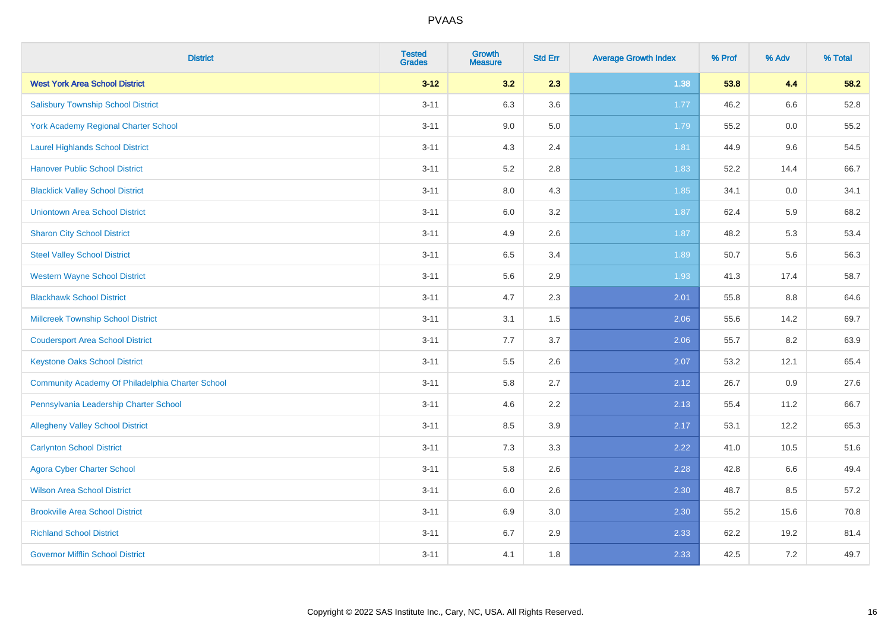# PVAAS

| District | Tested Grades | Growth Measure | Std Err | Average Growth Index | % Prof | % Adv | % Total |
|---|---|---|---|---|---|---|---|
| **West York Area School District** | **3-12** | **3.2** | **2.3** | **1.38** | **53.8** | **4.4** | **58.2** |
| Salisbury Township School District | 3-11 | 6.3 | 3.6 | 1.77 | 46.2 | 6.6 | 52.8 |
| York Academy Regional Charter School | 3-11 | 9.0 | 5.0 | 1.79 | 55.2 | 0.0 | 55.2 |
| Laurel Highlands School District | 3-11 | 4.3 | 2.4 | 1.81 | 44.9 | 9.6 | 54.5 |
| Hanover Public School District | 3-11 | 5.2 | 2.8 | 1.83 | 52.2 | 14.4 | 66.7 |
| Blacklick Valley School District | 3-11 | 8.0 | 4.3 | 1.85 | 34.1 | 0.0 | 34.1 |
| Uniontown Area School District | 3-11 | 6.0 | 3.2 | 1.87 | 62.4 | 5.9 | 68.2 |
| Sharon City School District | 3-11 | 4.9 | 2.6 | 1.87 | 48.2 | 5.3 | 53.4 |
| Steel Valley School District | 3-11 | 6.5 | 3.4 | 1.89 | 50.7 | 5.6 | 56.3 |
| Western Wayne School District | 3-11 | 5.6 | 2.9 | 1.93 | 41.3 | 17.4 | 58.7 |
| Blackhawk School District | 3-11 | 4.7 | 2.3 | 2.01 | 55.8 | 8.8 | 64.6 |
| Millcreek Township School District | 3-11 | 3.1 | 1.5 | 2.06 | 55.6 | 14.2 | 69.7 |
| Coudersport Area School District | 3-11 | 7.7 | 3.7 | 2.06 | 55.7 | 8.2 | 63.9 |
| Keystone Oaks School District | 3-11 | 5.5 | 2.6 | 2.07 | 53.2 | 12.1 | 65.4 |
| Community Academy Of Philadelphia Charter School | 3-11 | 5.8 | 2.7 | 2.12 | 26.7 | 0.9 | 27.6 |
| Pennsylvania Leadership Charter School | 3-11 | 4.6 | 2.2 | 2.13 | 55.4 | 11.2 | 66.7 |
| Allegheny Valley School District | 3-11 | 8.5 | 3.9 | 2.17 | 53.1 | 12.2 | 65.3 |
| Carlynton School District | 3-11 | 7.3 | 3.3 | 2.22 | 41.0 | 10.5 | 51.6 |
| Agora Cyber Charter School | 3-11 | 5.8 | 2.6 | 2.28 | 42.8 | 6.6 | 49.4 |
| Wilson Area School District | 3-11 | 6.0 | 2.6 | 2.30 | 48.7 | 8.5 | 57.2 |
| Brookville Area School District | 3-11 | 6.9 | 3.0 | 2.30 | 55.2 | 15.6 | 70.8 |
| Richland School District | 3-11 | 6.7 | 2.9 | 2.33 | 62.2 | 19.2 | 81.4 |
| Governor Mifflin School District | 3-11 | 4.1 | 1.8 | 2.33 | 42.5 | 7.2 | 49.7 |

Copyright © 2022 SAS Institute Inc., Cary, NC, USA. All Rights Reserved.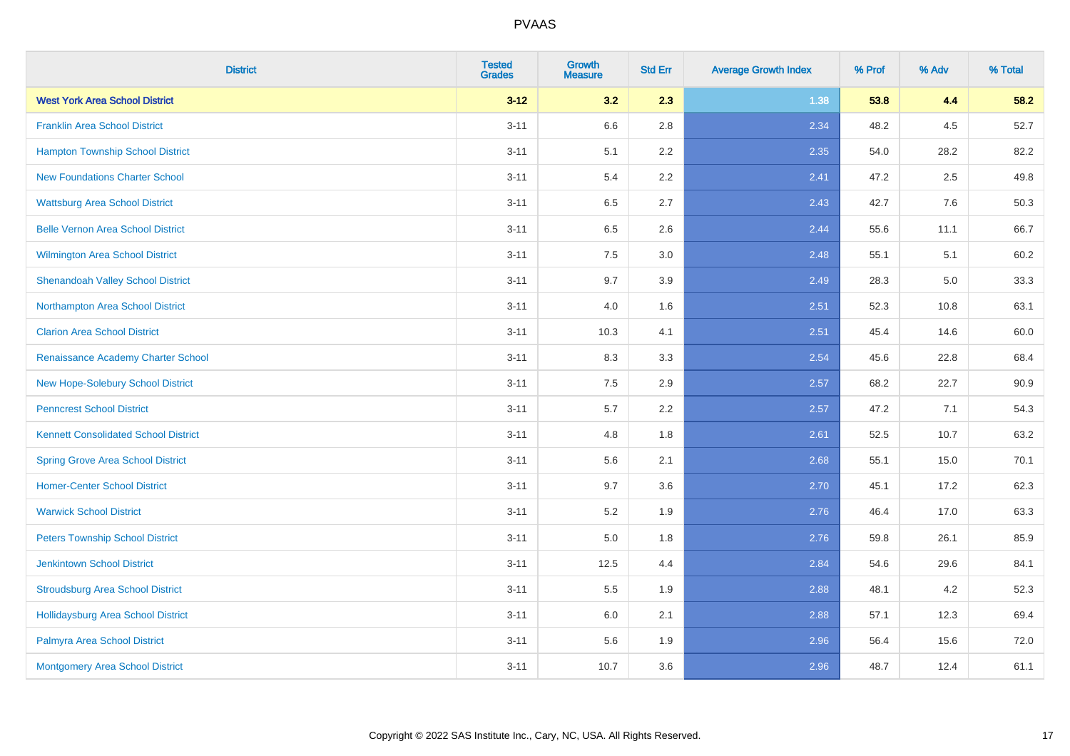# PVAAS

| District | Tested Grades | Growth Measure | Std Err | Average Growth Index | % Prof | % Adv | % Total |
|---|---|---|---|---|---|---|---|
| **West York Area School District** | **3-12** | **3.2** | **2.3** | **1.38** | **53.8** | **4.4** | **58.2** |
| Franklin Area School District | 3-11 | 6.6 | 2.8 | 2.34 | 48.2 | 4.5 | 52.7 |
| Hampton Township School District | 3-11 | 5.1 | 2.2 | 2.35 | 54.0 | 28.2 | 82.2 |
| New Foundations Charter School | 3-11 | 5.4 | 2.2 | 2.41 | 47.2 | 2.5 | 49.8 |
| Wattsburg Area School District | 3-11 | 6.5 | 2.7 | 2.43 | 42.7 | 7.6 | 50.3 |
| Belle Vernon Area School District | 3-11 | 6.5 | 2.6 | 2.44 | 55.6 | 11.1 | 66.7 |
| Wilmington Area School District | 3-11 | 7.5 | 3.0 | 2.48 | 55.1 | 5.1 | 60.2 |
| Shenandoah Valley School District | 3-11 | 9.7 | 3.9 | 2.49 | 28.3 | 5.0 | 33.3 |
| Northampton Area School District | 3-11 | 4.0 | 1.6 | 2.51 | 52.3 | 10.8 | 63.1 |
| Clarion Area School District | 3-11 | 10.3 | 4.1 | 2.51 | 45.4 | 14.6 | 60.0 |
| Renaissance Academy Charter School | 3-11 | 8.3 | 3.3 | 2.54 | 45.6 | 22.8 | 68.4 |
| New Hope-Solebury School District | 3-11 | 7.5 | 2.9 | 2.57 | 68.2 | 22.7 | 90.9 |
| Penncrest School District | 3-11 | 5.7 | 2.2 | 2.57 | 47.2 | 7.1 | 54.3 |
| Kennett Consolidated School District | 3-11 | 4.8 | 1.8 | 2.61 | 52.5 | 10.7 | 63.2 |
| Spring Grove Area School District | 3-11 | 5.6 | 2.1 | 2.68 | 55.1 | 15.0 | 70.1 |
| Homer-Center School District | 3-11 | 9.7 | 3.6 | 2.70 | 45.1 | 17.2 | 62.3 |
| Warwick School District | 3-11 | 5.2 | 1.9 | 2.76 | 46.4 | 17.0 | 63.3 |
| Peters Township School District | 3-11 | 5.0 | 1.8 | 2.76 | 59.8 | 26.1 | 85.9 |
| Jenkintown School District | 3-11 | 12.5 | 4.4 | 2.84 | 54.6 | 29.6 | 84.1 |
| Stroudsburg Area School District | 3-11 | 5.5 | 1.9 | 2.88 | 48.1 | 4.2 | 52.3 |
| Hollidaysburg Area School District | 3-11 | 6.0 | 2.1 | 2.88 | 57.1 | 12.3 | 69.4 |
| Palmyra Area School District | 3-11 | 5.6 | 1.9 | 2.96 | 56.4 | 15.6 | 72.0 |
| Montgomery Area School District | 3-11 | 10.7 | 3.6 | 2.96 | 48.7 | 12.4 | 61.1 |

Copyright © 2022 SAS Institute Inc., Cary, NC, USA. All Rights Reserved.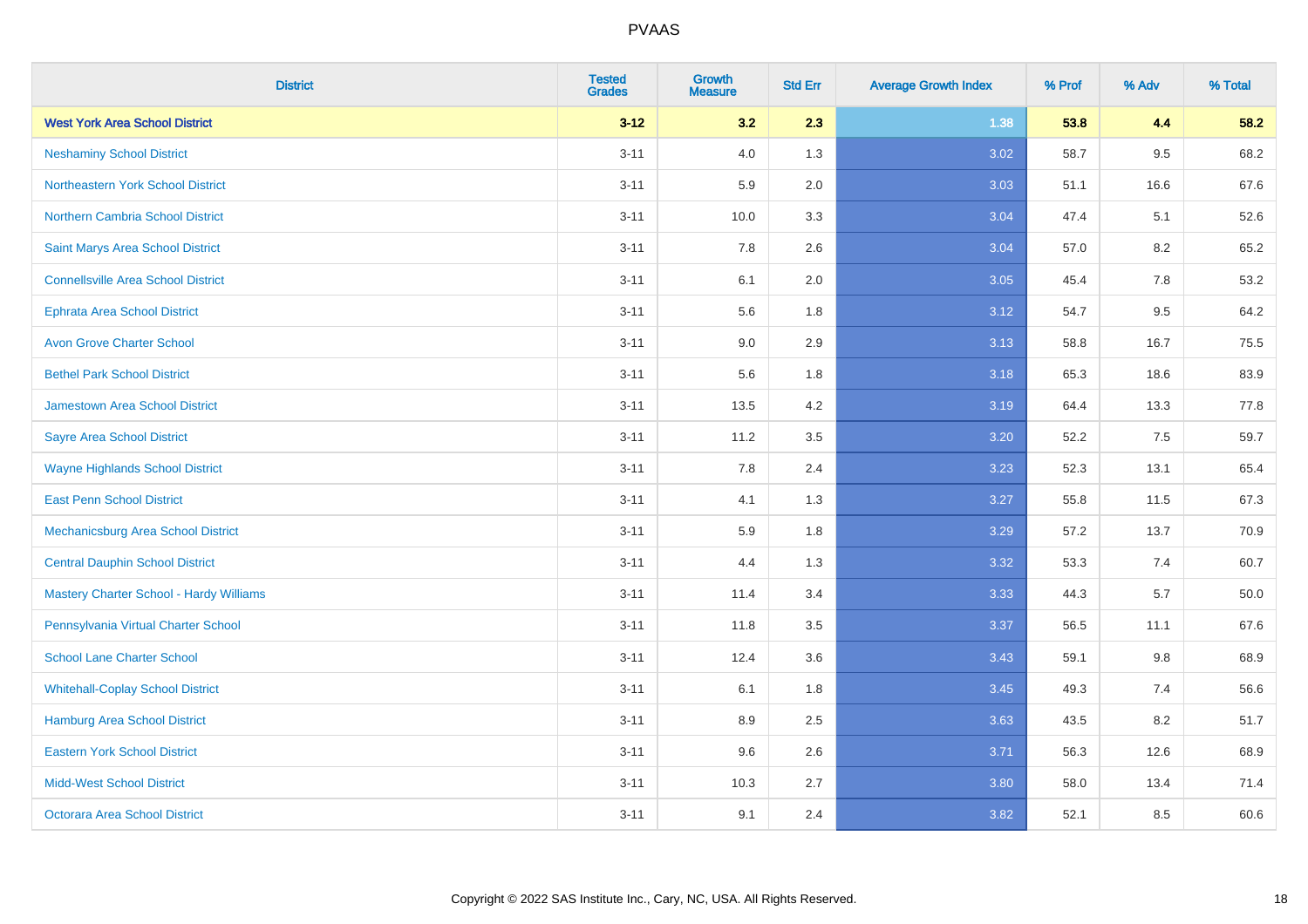PVAAS

| District | Tested Grades | Growth Measure | Std Err | Average Growth Index | % Prof | % Adv | % Total |
|---|---|---|---|---|---|---|---|
| **West York Area School District** | **3-12** | **3.2** | **2.3** | **1.38** | **53.8** | **4.4** | **58.2** |
| Neshaminy School District | 3-11 | 4.0 | 1.3 | 3.02 | 58.7 | 9.5 | 68.2 |
| Northeastern York School District | 3-11 | 5.9 | 2.0 | 3.03 | 51.1 | 16.6 | 67.6 |
| Northern Cambria School District | 3-11 | 10.0 | 3.3 | 3.04 | 47.4 | 5.1 | 52.6 |
| Saint Marys Area School District | 3-11 | 7.8 | 2.6 | 3.04 | 57.0 | 8.2 | 65.2 |
| Connellsville Area School District | 3-11 | 6.1 | 2.0 | 3.05 | 45.4 | 7.8 | 53.2 |
| Ephrata Area School District | 3-11 | 5.6 | 1.8 | 3.12 | 54.7 | 9.5 | 64.2 |
| Avon Grove Charter School | 3-11 | 9.0 | 2.9 | 3.13 | 58.8 | 16.7 | 75.5 |
| Bethel Park School District | 3-11 | 5.6 | 1.8 | 3.18 | 65.3 | 18.6 | 83.9 |
| Jamestown Area School District | 3-11 | 13.5 | 4.2 | 3.19 | 64.4 | 13.3 | 77.8 |
| Sayre Area School District | 3-11 | 11.2 | 3.5 | 3.20 | 52.2 | 7.5 | 59.7 |
| Wayne Highlands School District | 3-11 | 7.8 | 2.4 | 3.23 | 52.3 | 13.1 | 65.4 |
| East Penn School District | 3-11 | 4.1 | 1.3 | 3.27 | 55.8 | 11.5 | 67.3 |
| Mechanicsburg Area School District | 3-11 | 5.9 | 1.8 | 3.29 | 57.2 | 13.7 | 70.9 |
| Central Dauphin School District | 3-11 | 4.4 | 1.3 | 3.32 | 53.3 | 7.4 | 60.7 |
| Mastery Charter School - Hardy Williams | 3-11 | 11.4 | 3.4 | 3.33 | 44.3 | 5.7 | 50.0 |
| Pennsylvania Virtual Charter School | 3-11 | 11.8 | 3.5 | 3.37 | 56.5 | 11.1 | 67.6 |
| School Lane Charter School | 3-11 | 12.4 | 3.6 | 3.43 | 59.1 | 9.8 | 68.9 |
| Whitehall-Coplay School District | 3-11 | 6.1 | 1.8 | 3.45 | 49.3 | 7.4 | 56.6 |
| Hamburg Area School District | 3-11 | 8.9 | 2.5 | 3.63 | 43.5 | 8.2 | 51.7 |
| Eastern York School District | 3-11 | 9.6 | 2.6 | 3.71 | 56.3 | 12.6 | 68.9 |
| Midd-West School District | 3-11 | 10.3 | 2.7 | 3.80 | 58.0 | 13.4 | 71.4 |
| Octorara Area School District | 3-11 | 9.1 | 2.4 | 3.82 | 52.1 | 8.5 | 60.6 |

Copyright © 2022 SAS Institute Inc., Cary, NC, USA. All Rights Reserved.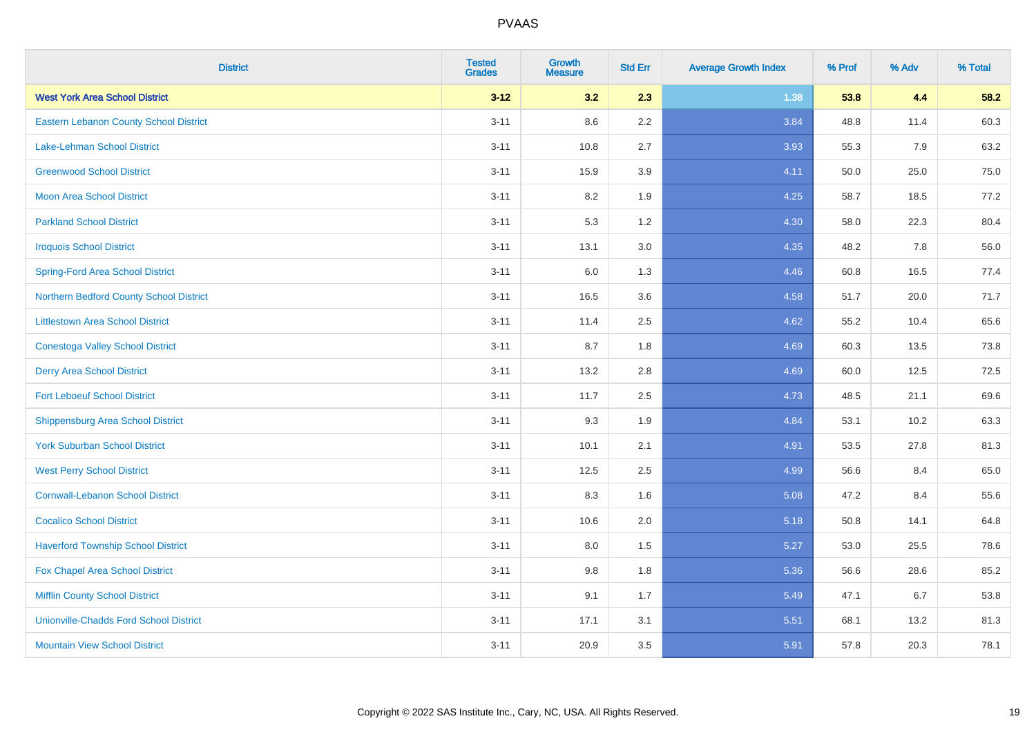PVAAS

| District | Tested Grades | Growth Measure | Std Err | Average Growth Index | % Prof | % Adv | % Total |
|---|---|---|---|---|---|---|---|
| **West York Area School District** | **3-12** | **3.2** | **2.3** | **1.38** | **53.8** | **4.4** | **58.2** |
| Eastern Lebanon County School District | 3-11 | 8.6 | 2.2 | 3.84 | 48.8 | 11.4 | 60.3 |
| Lake-Lehman School District | 3-11 | 10.8 | 2.7 | 3.93 | 55.3 | 7.9 | 63.2 |
| Greenwood School District | 3-11 | 15.9 | 3.9 | 4.11 | 50.0 | 25.0 | 75.0 |
| Moon Area School District | 3-11 | 8.2 | 1.9 | 4.25 | 58.7 | 18.5 | 77.2 |
| Parkland School District | 3-11 | 5.3 | 1.2 | 4.30 | 58.0 | 22.3 | 80.4 |
| Iroquois School District | 3-11 | 13.1 | 3.0 | 4.35 | 48.2 | 7.8 | 56.0 |
| Spring-Ford Area School District | 3-11 | 6.0 | 1.3 | 4.46 | 60.8 | 16.5 | 77.4 |
| Northern Bedford County School District | 3-11 | 16.5 | 3.6 | 4.58 | 51.7 | 20.0 | 71.7 |
| Littlestown Area School District | 3-11 | 11.4 | 2.5 | 4.62 | 55.2 | 10.4 | 65.6 |
| Conestoga Valley School District | 3-11 | 8.7 | 1.8 | 4.69 | 60.3 | 13.5 | 73.8 |
| Derry Area School District | 3-11 | 13.2 | 2.8 | 4.69 | 60.0 | 12.5 | 72.5 |
| Fort Leboeuf School District | 3-11 | 11.7 | 2.5 | 4.73 | 48.5 | 21.1 | 69.6 |
| Shippensburg Area School District | 3-11 | 9.3 | 1.9 | 4.84 | 53.1 | 10.2 | 63.3 |
| York Suburban School District | 3-11 | 10.1 | 2.1 | 4.91 | 53.5 | 27.8 | 81.3 |
| West Perry School District | 3-11 | 12.5 | 2.5 | 4.99 | 56.6 | 8.4 | 65.0 |
| Cornwall-Lebanon School District | 3-11 | 8.3 | 1.6 | 5.08 | 47.2 | 8.4 | 55.6 |
| Cocalico School District | 3-11 | 10.6 | 2.0 | 5.18 | 50.8 | 14.1 | 64.8 |
| Haverford Township School District | 3-11 | 8.0 | 1.5 | 5.27 | 53.0 | 25.5 | 78.6 |
| Fox Chapel Area School District | 3-11 | 9.8 | 1.8 | 5.36 | 56.6 | 28.6 | 85.2 |
| Mifflin County School District | 3-11 | 9.1 | 1.7 | 5.49 | 47.1 | 6.7 | 53.8 |
| Unionville-Chadds Ford School District | 3-11 | 17.1 | 3.1 | 5.51 | 68.1 | 13.2 | 81.3 |
| Mountain View School District | 3-11 | 20.9 | 3.5 | 5.91 | 57.8 | 20.3 | 78.1 |

Copyright © 2022 SAS Institute Inc., Cary, NC, USA. All Rights Reserved.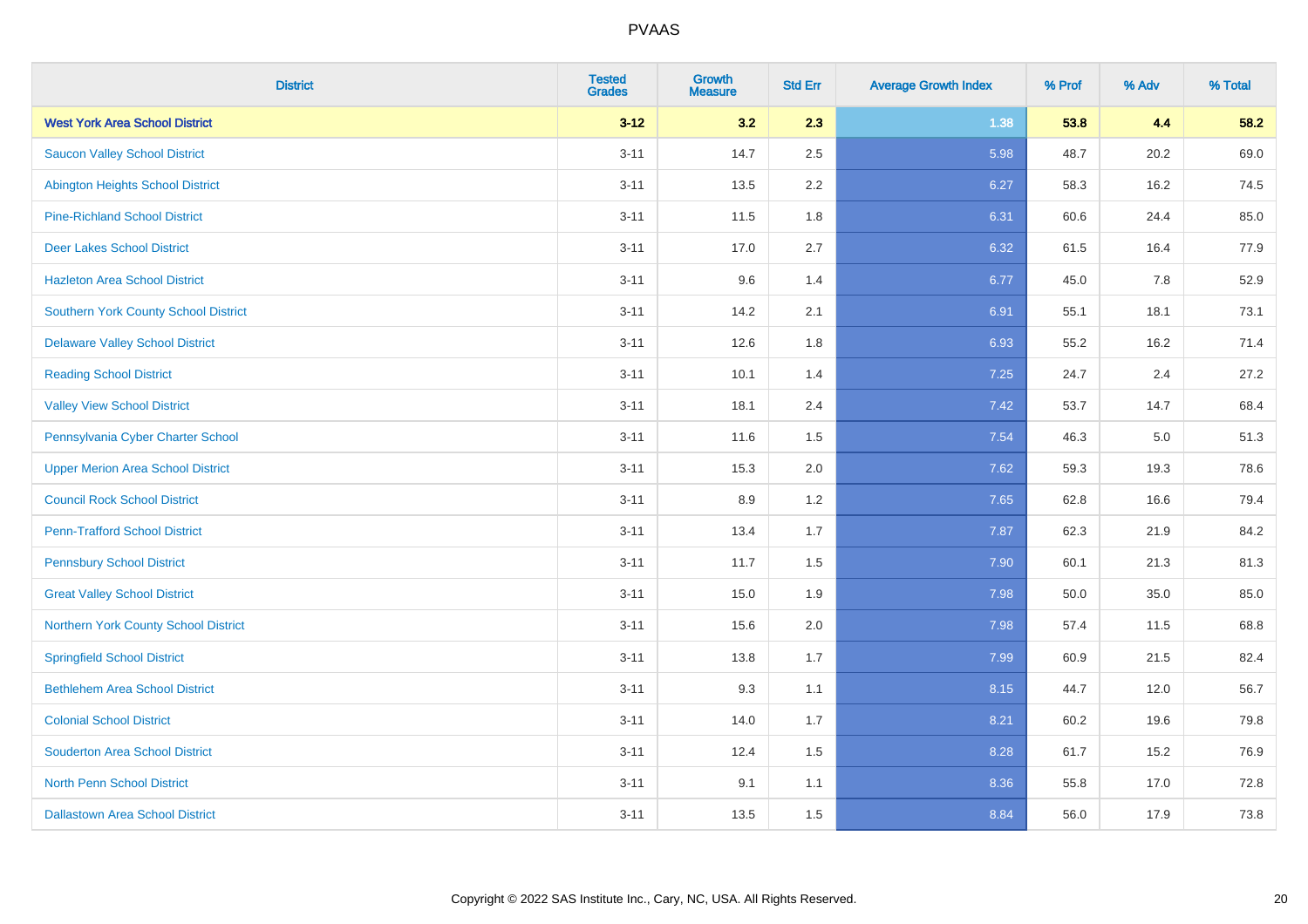| District | Tested Grades | Growth Measure | Std Err | Average Growth Index | % Prof | % Adv | % Total |
|---|---|---|---|---|---|---|---|
| **West York Area School District** | **3-12** | **3.2** | **2.3** | **1.38** | **53.8** | **4.4** | **58.2** |
| Saucon Valley School District | 3-11 | 14.7 | 2.5 | 5.98 | 48.7 | 20.2 | 69.0 |
| Abington Heights School District | 3-11 | 13.5 | 2.2 | 6.27 | 58.3 | 16.2 | 74.5 |
| Pine-Richland School District | 3-11 | 11.5 | 1.8 | 6.31 | 60.6 | 24.4 | 85.0 |
| Deer Lakes School District | 3-11 | 17.0 | 2.7 | 6.32 | 61.5 | 16.4 | 77.9 |
| Hazleton Area School District | 3-11 | 9.6 | 1.4 | 6.77 | 45.0 | 7.8 | 52.9 |
| Southern York County School District | 3-11 | 14.2 | 2.1 | 6.91 | 55.1 | 18.1 | 73.1 |
| Delaware Valley School District | 3-11 | 12.6 | 1.8 | 6.93 | 55.2 | 16.2 | 71.4 |
| Reading School District | 3-11 | 10.1 | 1.4 | 7.25 | 24.7 | 2.4 | 27.2 |
| Valley View School District | 3-11 | 18.1 | 2.4 | 7.42 | 53.7 | 14.7 | 68.4 |
| Pennsylvania Cyber Charter School | 3-11 | 11.6 | 1.5 | 7.54 | 46.3 | 5.0 | 51.3 |
| Upper Merion Area School District | 3-11 | 15.3 | 2.0 | 7.62 | 59.3 | 19.3 | 78.6 |
| Council Rock School District | 3-11 | 8.9 | 1.2 | 7.65 | 62.8 | 16.6 | 79.4 |
| Penn-Trafford School District | 3-11 | 13.4 | 1.7 | 7.87 | 62.3 | 21.9 | 84.2 |
| Pennsbury School District | 3-11 | 11.7 | 1.5 | 7.90 | 60.1 | 21.3 | 81.3 |
| Great Valley School District | 3-11 | 15.0 | 1.9 | 7.98 | 50.0 | 35.0 | 85.0 |
| Northern York County School District | 3-11 | 15.6 | 2.0 | 7.98 | 57.4 | 11.5 | 68.8 |
| Springfield School District | 3-11 | 13.8 | 1.7 | 7.99 | 60.9 | 21.5 | 82.4 |
| Bethlehem Area School District | 3-11 | 9.3 | 1.1 | 8.15 | 44.7 | 12.0 | 56.7 |
| Colonial School District | 3-11 | 14.0 | 1.7 | 8.21 | 60.2 | 19.6 | 79.8 |
| Souderton Area School District | 3-11 | 12.4 | 1.5 | 8.28 | 61.7 | 15.2 | 76.9 |
| North Penn School District | 3-11 | 9.1 | 1.1 | 8.36 | 55.8 | 17.0 | 72.8 |
| Dallastown Area School District | 3-11 | 13.5 | 1.5 | 8.84 | 56.0 | 17.9 | 73.8 |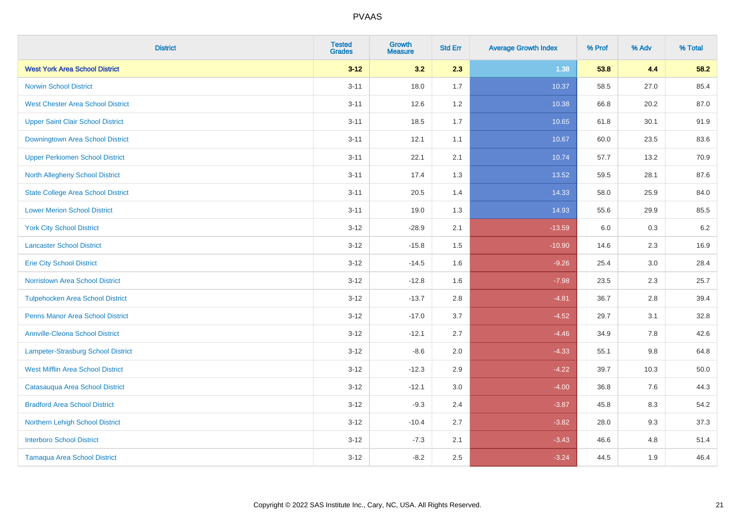| District | Tested Grades | Growth Measure | Std Err | Average Growth Index | % Prof | % Adv | % Total |
|---|---|---|---|---|---|---|---|
| **West York Area School District** | **3-12** | **3.2** | **2.3** | **1.38** | **53.8** | **4.4** | **58.2** |
| Norwin School District | 3-11 | 18.0 | 1.7 | 10.37 | 58.5 | 27.0 | 85.4 |
| West Chester Area School District | 3-11 | 12.6 | 1.2 | 10.38 | 66.8 | 20.2 | 87.0 |
| Upper Saint Clair School District | 3-11 | 18.5 | 1.7 | 10.65 | 61.8 | 30.1 | 91.9 |
| Downingtown Area School District | 3-11 | 12.1 | 1.1 | 10.67 | 60.0 | 23.5 | 83.6 |
| Upper Perkiomen School District | 3-11 | 22.1 | 2.1 | 10.74 | 57.7 | 13.2 | 70.9 |
| North Allegheny School District | 3-11 | 17.4 | 1.3 | 13.52 | 59.5 | 28.1 | 87.6 |
| State College Area School District | 3-11 | 20.5 | 1.4 | 14.33 | 58.0 | 25.9 | 84.0 |
| Lower Merion School District | 3-11 | 19.0 | 1.3 | 14.93 | 55.6 | 29.9 | 85.5 |
| York City School District | 3-12 | -28.9 | 2.1 | -13.59 | 6.0 | 0.3 | 6.2 |
| Lancaster School District | 3-12 | -15.8 | 1.5 | -10.90 | 14.6 | 2.3 | 16.9 |
| Erie City School District | 3-12 | -14.5 | 1.6 | -9.26 | 25.4 | 3.0 | 28.4 |
| Norristown Area School District | 3-12 | -12.8 | 1.6 | -7.98 | 23.5 | 2.3 | 25.7 |
| Tulpehocken Area School District | 3-12 | -13.7 | 2.8 | -4.81 | 36.7 | 2.8 | 39.4 |
| Penns Manor Area School District | 3-12 | -17.0 | 3.7 | -4.52 | 29.7 | 3.1 | 32.8 |
| Annville-Cleona School District | 3-12 | -12.1 | 2.7 | -4.46 | 34.9 | 7.8 | 42.6 |
| Lampeter-Strasburg School District | 3-12 | -8.6 | 2.0 | -4.33 | 55.1 | 9.8 | 64.8 |
| West Mifflin Area School District | 3-12 | -12.3 | 2.9 | -4.22 | 39.7 | 10.3 | 50.0 |
| Catasauqua Area School District | 3-12 | -12.1 | 3.0 | -4.00 | 36.8 | 7.6 | 44.3 |
| Bradford Area School District | 3-12 | -9.3 | 2.4 | -3.87 | 45.8 | 8.3 | 54.2 |
| Northern Lehigh School District | 3-12 | -10.4 | 2.7 | -3.82 | 28.0 | 9.3 | 37.3 |
| Interboro School District | 3-12 | -7.3 | 2.1 | -3.43 | 46.6 | 4.8 | 51.4 |
| Tamaqua Area School District | 3-12 | -8.2 | 2.5 | -3.24 | 44.5 | 1.9 | 46.4 |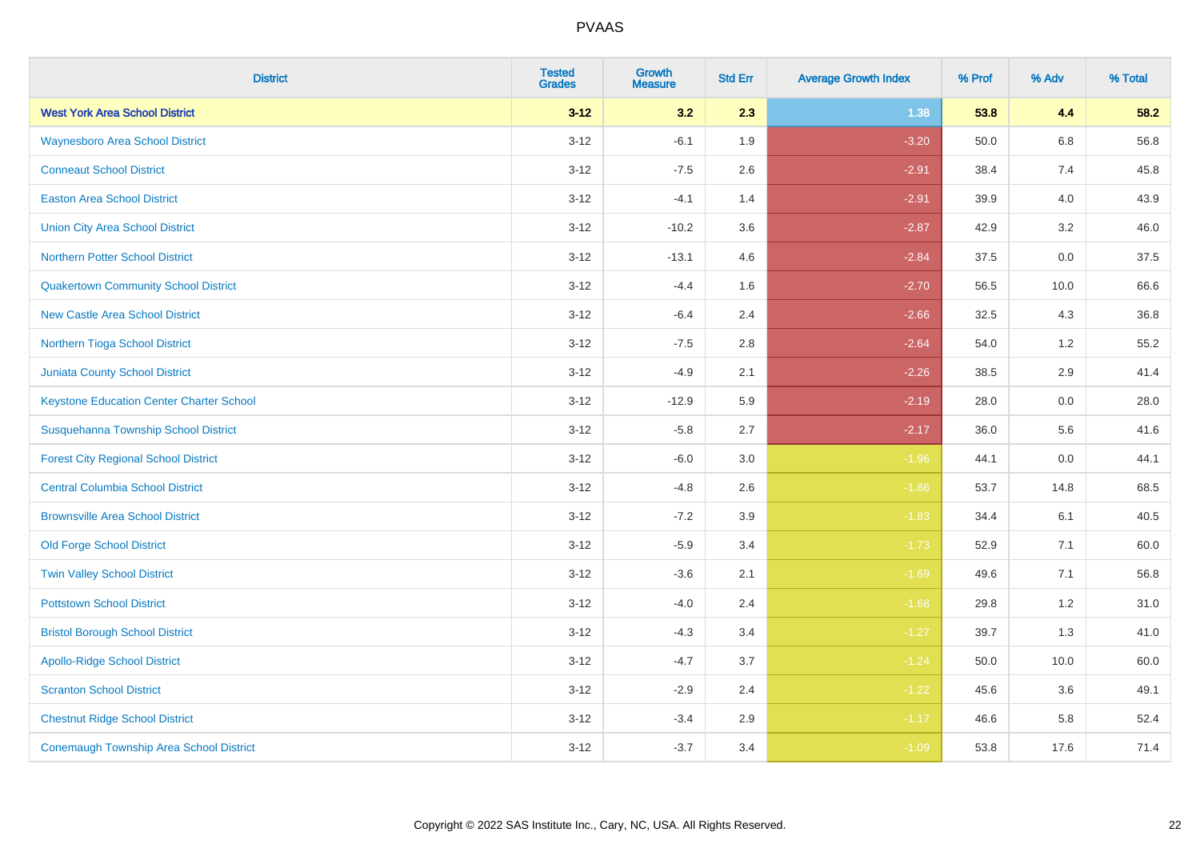| District | Tested Grades | Growth Measure | Std Err | Average Growth Index | % Prof | % Adv | % Total |
|---|---|---|---|---|---|---|---|
| **West York Area School District** | **3-12** | **3.2** | **2.3** | **1.38** | **53.8** | **4.4** | **58.2** |
| Waynesboro Area School District | 3-12 | -6.1 | 1.9 | -3.20 | 50.0 | 6.8 | 56.8 |
| Conneaut School District | 3-12 | -7.5 | 2.6 | -2.91 | 38.4 | 7.4 | 45.8 |
| Easton Area School District | 3-12 | -4.1 | 1.4 | -2.91 | 39.9 | 4.0 | 43.9 |
| Union City Area School District | 3-12 | -10.2 | 3.6 | -2.87 | 42.9 | 3.2 | 46.0 |
| Northern Potter School District | 3-12 | -13.1 | 4.6 | -2.84 | 37.5 | 0.0 | 37.5 |
| Quakertown Community School District | 3-12 | -4.4 | 1.6 | -2.70 | 56.5 | 10.0 | 66.6 |
| New Castle Area School District | 3-12 | -6.4 | 2.4 | -2.66 | 32.5 | 4.3 | 36.8 |
| Northern Tioga School District | 3-12 | -7.5 | 2.8 | -2.64 | 54.0 | 1.2 | 55.2 |
| Juniata County School District | 3-12 | -4.9 | 2.1 | -2.26 | 38.5 | 2.9 | 41.4 |
| Keystone Education Center Charter School | 3-12 | -12.9 | 5.9 | -2.19 | 28.0 | 0.0 | 28.0 |
| Susquehanna Township School District | 3-12 | -5.8 | 2.7 | -2.17 | 36.0 | 5.6 | 41.6 |
| Forest City Regional School District | 3-12 | -6.0 | 3.0 | -1.96 | 44.1 | 0.0 | 44.1 |
| Central Columbia School District | 3-12 | -4.8 | 2.6 | -1.86 | 53.7 | 14.8 | 68.5 |
| Brownsville Area School District | 3-12 | -7.2 | 3.9 | -1.83 | 34.4 | 6.1 | 40.5 |
| Old Forge School District | 3-12 | -5.9 | 3.4 | -1.73 | 52.9 | 7.1 | 60.0 |
| Twin Valley School District | 3-12 | -3.6 | 2.1 | -1.69 | 49.6 | 7.1 | 56.8 |
| Pottstown School District | 3-12 | -4.0 | 2.4 | -1.68 | 29.8 | 1.2 | 31.0 |
| Bristol Borough School District | 3-12 | -4.3 | 3.4 | -1.27 | 39.7 | 1.3 | 41.0 |
| Apollo-Ridge School District | 3-12 | -4.7 | 3.7 | -1.24 | 50.0 | 10.0 | 60.0 |
| Scranton School District | 3-12 | -2.9 | 2.4 | -1.22 | 45.6 | 3.6 | 49.1 |
| Chestnut Ridge School District | 3-12 | -3.4 | 2.9 | -1.17 | 46.6 | 5.8 | 52.4 |
| Conemaugh Township Area School District | 3-12 | -3.7 | 3.4 | -1.09 | 53.8 | 17.6 | 71.4 |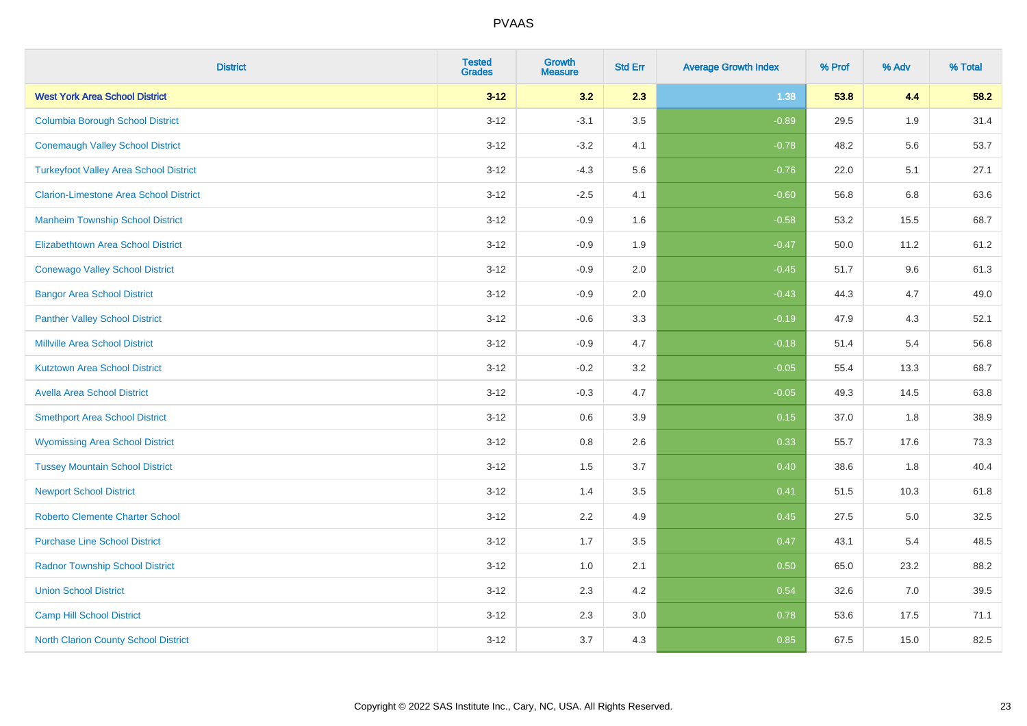PVAAS

| District | Tested Grades | Growth Measure | Std Err | Average Growth Index | % Prof | % Adv | % Total |
|---|---|---|---|---|---|---|---|
| **West York Area School District** | **3-12** | **3.2** | **2.3** | **1.38** | **53.8** | **4.4** | **58.2** |
| Columbia Borough School District | 3-12 | -3.1 | 3.5 | -0.89 | 29.5 | 1.9 | 31.4 |
| Conemaugh Valley School District | 3-12 | -3.2 | 4.1 | -0.78 | 48.2 | 5.6 | 53.7 |
| Turkeyfoot Valley Area School District | 3-12 | -4.3 | 5.6 | -0.76 | 22.0 | 5.1 | 27.1 |
| Clarion-Limestone Area School District | 3-12 | -2.5 | 4.1 | -0.60 | 56.8 | 6.8 | 63.6 |
| Manheim Township School District | 3-12 | -0.9 | 1.6 | -0.58 | 53.2 | 15.5 | 68.7 |
| Elizabethtown Area School District | 3-12 | -0.9 | 1.9 | -0.47 | 50.0 | 11.2 | 61.2 |
| Conewago Valley School District | 3-12 | -0.9 | 2.0 | -0.45 | 51.7 | 9.6 | 61.3 |
| Bangor Area School District | 3-12 | -0.9 | 2.0 | -0.43 | 44.3 | 4.7 | 49.0 |
| Panther Valley School District | 3-12 | -0.6 | 3.3 | -0.19 | 47.9 | 4.3 | 52.1 |
| Millville Area School District | 3-12 | -0.9 | 4.7 | -0.18 | 51.4 | 5.4 | 56.8 |
| Kutztown Area School District | 3-12 | -0.2 | 3.2 | -0.05 | 55.4 | 13.3 | 68.7 |
| Avella Area School District | 3-12 | -0.3 | 4.7 | -0.05 | 49.3 | 14.5 | 63.8 |
| Smethport Area School District | 3-12 | 0.6 | 3.9 | 0.15 | 37.0 | 1.8 | 38.9 |
| Wyomissing Area School District | 3-12 | 0.8 | 2.6 | 0.33 | 55.7 | 17.6 | 73.3 |
| Tussey Mountain School District | 3-12 | 1.5 | 3.7 | 0.40 | 38.6 | 1.8 | 40.4 |
| Newport School District | 3-12 | 1.4 | 3.5 | 0.41 | 51.5 | 10.3 | 61.8 |
| Roberto Clemente Charter School | 3-12 | 2.2 | 4.9 | 0.45 | 27.5 | 5.0 | 32.5 |
| Purchase Line School District | 3-12 | 1.7 | 3.5 | 0.47 | 43.1 | 5.4 | 48.5 |
| Radnor Township School District | 3-12 | 1.0 | 2.1 | 0.50 | 65.0 | 23.2 | 88.2 |
| Union School District | 3-12 | 2.3 | 4.2 | 0.54 | 32.6 | 7.0 | 39.5 |
| Camp Hill School District | 3-12 | 2.3 | 3.0 | 0.78 | 53.6 | 17.5 | 71.1 |
| North Clarion County School District | 3-12 | 3.7 | 4.3 | 0.85 | 67.5 | 15.0 | 82.5 |

Copyright © 2022 SAS Institute Inc., Cary, NC, USA. All Rights Reserved.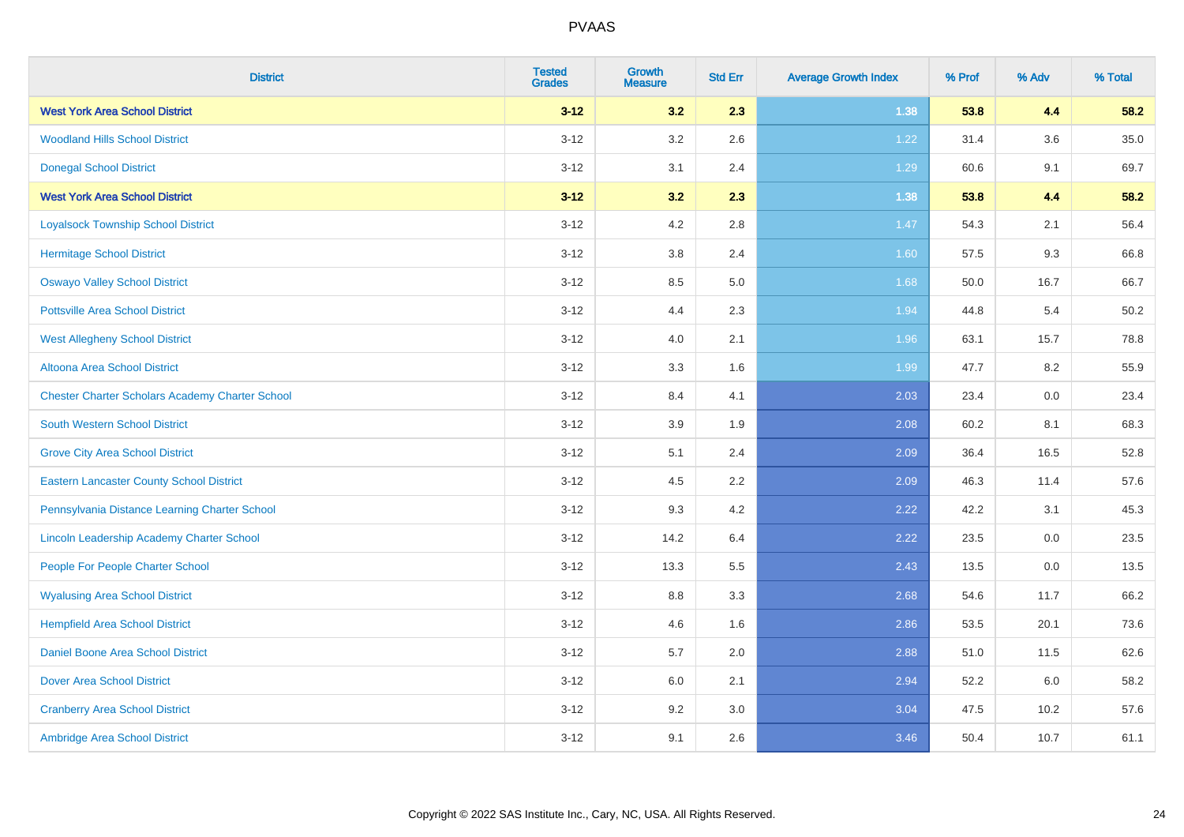| District | Tested Grades | Growth Measure | Std Err | Average Growth Index | % Prof | % Adv | % Total |
|---|---|---|---|---|---|---|---|
| **West York Area School District** | **3-12** | **3.2** | **2.3** | **1.38** | **53.8** | **4.4** | **58.2** |
| Woodland Hills School District | 3-12 | 3.2 | 2.6 | 1.22 | 31.4 | 3.6 | 35.0 |
| Donegal School District | 3-12 | 3.1 | 2.4 | 1.29 | 60.6 | 9.1 | 69.7 |
| **West York Area School District** | **3-12** | **3.2** | **2.3** | **1.38** | **53.8** | **4.4** | **58.2** |
| Loyalsock Township School District | 3-12 | 4.2 | 2.8 | 1.47 | 54.3 | 2.1 | 56.4 |
| Hermitage School District | 3-12 | 3.8 | 2.4 | 1.60 | 57.5 | 9.3 | 66.8 |
| Oswayo Valley School District | 3-12 | 8.5 | 5.0 | 1.68 | 50.0 | 16.7 | 66.7 |
| Pottsville Area School District | 3-12 | 4.4 | 2.3 | 1.94 | 44.8 | 5.4 | 50.2 |
| West Allegheny School District | 3-12 | 4.0 | 2.1 | 1.96 | 63.1 | 15.7 | 78.8 |
| Altoona Area School District | 3-12 | 3.3 | 1.6 | 1.99 | 47.7 | 8.2 | 55.9 |
| Chester Charter Scholars Academy Charter School | 3-12 | 8.4 | 4.1 | 2.03 | 23.4 | 0.0 | 23.4 |
| South Western School District | 3-12 | 3.9 | 1.9 | 2.08 | 60.2 | 8.1 | 68.3 |
| Grove City Area School District | 3-12 | 5.1 | 2.4 | 2.09 | 36.4 | 16.5 | 52.8 |
| Eastern Lancaster County School District | 3-12 | 4.5 | 2.2 | 2.09 | 46.3 | 11.4 | 57.6 |
| Pennsylvania Distance Learning Charter School | 3-12 | 9.3 | 4.2 | 2.22 | 42.2 | 3.1 | 45.3 |
| Lincoln Leadership Academy Charter School | 3-12 | 14.2 | 6.4 | 2.22 | 23.5 | 0.0 | 23.5 |
| People For People Charter School | 3-12 | 13.3 | 5.5 | 2.43 | 13.5 | 0.0 | 13.5 |
| Wyalusing Area School District | 3-12 | 8.8 | 3.3 | 2.68 | 54.6 | 11.7 | 66.2 |
| Hempfield Area School District | 3-12 | 4.6 | 1.6 | 2.86 | 53.5 | 20.1 | 73.6 |
| Daniel Boone Area School District | 3-12 | 5.7 | 2.0 | 2.88 | 51.0 | 11.5 | 62.6 |
| Dover Area School District | 3-12 | 6.0 | 2.1 | 2.94 | 52.2 | 6.0 | 58.2 |
| Cranberry Area School District | 3-12 | 9.2 | 3.0 | 3.04 | 47.5 | 10.2 | 57.6 |
| Ambridge Area School District | 3-12 | 9.1 | 2.6 | 3.46 | 50.4 | 10.7 | 61.1 |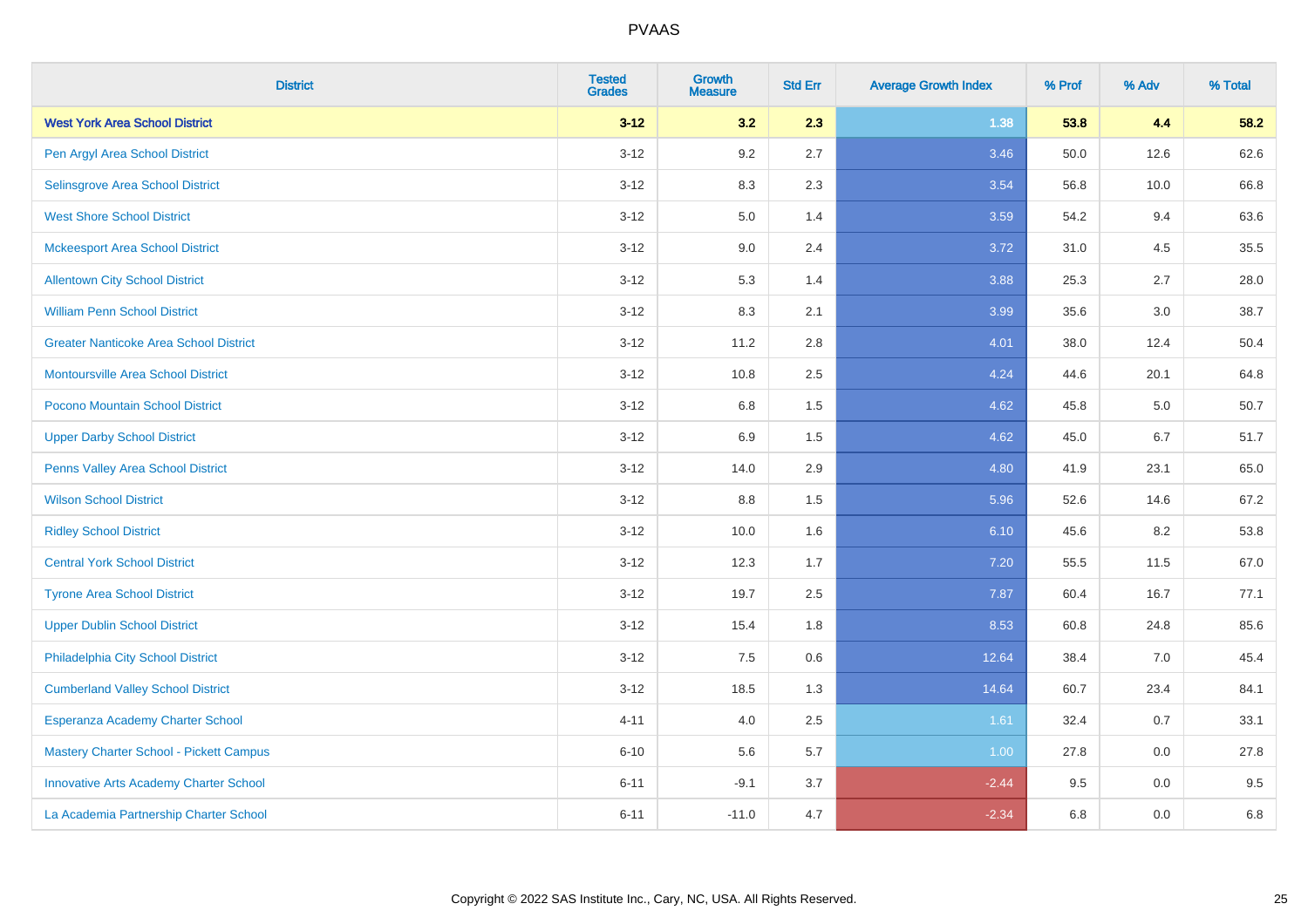# PVAAS

| District | Tested Grades | Growth Measure | Std Err | Average Growth Index | % Prof | % Adv | % Total |
|---|---|---|---|---|---|---|---|
| **West York Area School District** | **3-12** | **3.2** | **2.3** | **1.38** | **53.8** | **4.4** | **58.2** |
| Pen Argyl Area School District | 3-12 | 9.2 | 2.7 | 3.46 | 50.0 | 12.6 | 62.6 |
| Selinsgrove Area School District | 3-12 | 8.3 | 2.3 | 3.54 | 56.8 | 10.0 | 66.8 |
| West Shore School District | 3-12 | 5.0 | 1.4 | 3.59 | 54.2 | 9.4 | 63.6 |
| Mckeesport Area School District | 3-12 | 9.0 | 2.4 | 3.72 | 31.0 | 4.5 | 35.5 |
| Allentown City School District | 3-12 | 5.3 | 1.4 | 3.88 | 25.3 | 2.7 | 28.0 |
| William Penn School District | 3-12 | 8.3 | 2.1 | 3.99 | 35.6 | 3.0 | 38.7 |
| Greater Nanticoke Area School District | 3-12 | 11.2 | 2.8 | 4.01 | 38.0 | 12.4 | 50.4 |
| Montoursville Area School District | 3-12 | 10.8 | 2.5 | 4.24 | 44.6 | 20.1 | 64.8 |
| Pocono Mountain School District | 3-12 | 6.8 | 1.5 | 4.62 | 45.8 | 5.0 | 50.7 |
| Upper Darby School District | 3-12 | 6.9 | 1.5 | 4.62 | 45.0 | 6.7 | 51.7 |
| Penns Valley Area School District | 3-12 | 14.0 | 2.9 | 4.80 | 41.9 | 23.1 | 65.0 |
| Wilson School District | 3-12 | 8.8 | 1.5 | 5.96 | 52.6 | 14.6 | 67.2 |
| Ridley School District | 3-12 | 10.0 | 1.6 | 6.10 | 45.6 | 8.2 | 53.8 |
| Central York School District | 3-12 | 12.3 | 1.7 | 7.20 | 55.5 | 11.5 | 67.0 |
| Tyrone Area School District | 3-12 | 19.7 | 2.5 | 7.87 | 60.4 | 16.7 | 77.1 |
| Upper Dublin School District | 3-12 | 15.4 | 1.8 | 8.53 | 60.8 | 24.8 | 85.6 |
| Philadelphia City School District | 3-12 | 7.5 | 0.6 | 12.64 | 38.4 | 7.0 | 45.4 |
| Cumberland Valley School District | 3-12 | 18.5 | 1.3 | 14.64 | 60.7 | 23.4 | 84.1 |
| Esperanza Academy Charter School | 4-11 | 4.0 | 2.5 | 1.61 | 32.4 | 0.7 | 33.1 |
| Mastery Charter School - Pickett Campus | 6-10 | 5.6 | 5.7 | 1.00 | 27.8 | 0.0 | 27.8 |
| Innovative Arts Academy Charter School | 6-11 | -9.1 | 3.7 | -2.44 | 9.5 | 0.0 | 9.5 |
| La Academia Partnership Charter School | 6-11 | -11.0 | 4.7 | -2.34 | 6.8 | 0.0 | 6.8 |

Copyright © 2022 SAS Institute Inc., Cary, NC, USA. All Rights Reserved.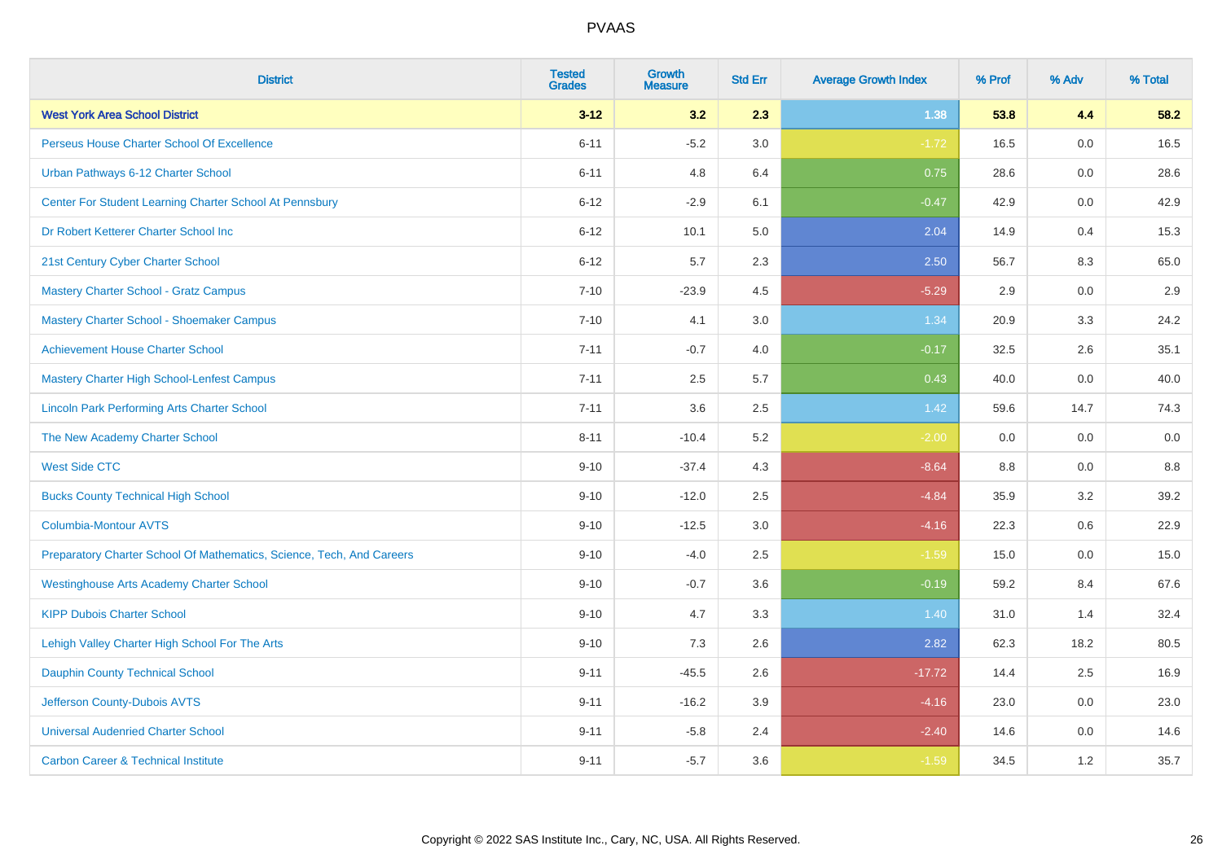| District | Tested Grades | Growth Measure | Std Err | Average Growth Index | % Prof | % Adv | % Total |
|---|---|---|---|---|---|---|---|
| **West York Area School District** | **3-12** | **3.2** | **2.3** | **1.38** | **53.8** | **4.4** | **58.2** |
| Perseus House Charter School Of Excellence | 6-11 | -5.2 | 3.0 | -1.72 | 16.5 | 0.0 | 16.5 |
| Urban Pathways 6-12 Charter School | 6-11 | 4.8 | 6.4 | 0.75 | 28.6 | 0.0 | 28.6 |
| Center For Student Learning Charter School At Pennsbury | 6-12 | -2.9 | 6.1 | -0.47 | 42.9 | 0.0 | 42.9 |
| Dr Robert Ketterer Charter School Inc | 6-12 | 10.1 | 5.0 | 2.04 | 14.9 | 0.4 | 15.3 |
| 21st Century Cyber Charter School | 6-12 | 5.7 | 2.3 | 2.50 | 56.7 | 8.3 | 65.0 |
| Mastery Charter School - Gratz Campus | 7-10 | -23.9 | 4.5 | -5.29 | 2.9 | 0.0 | 2.9 |
| Mastery Charter School - Shoemaker Campus | 7-10 | 4.1 | 3.0 | 1.34 | 20.9 | 3.3 | 24.2 |
| Achievement House Charter School | 7-11 | -0.7 | 4.0 | -0.17 | 32.5 | 2.6 | 35.1 |
| Mastery Charter High School-Lenfest Campus | 7-11 | 2.5 | 5.7 | 0.43 | 40.0 | 0.0 | 40.0 |
| Lincoln Park Performing Arts Charter School | 7-11 | 3.6 | 2.5 | 1.42 | 59.6 | 14.7 | 74.3 |
| The New Academy Charter School | 8-11 | -10.4 | 5.2 | -2.00 | 0.0 | 0.0 | 0.0 |
| West Side CTC | 9-10 | -37.4 | 4.3 | -8.64 | 8.8 | 0.0 | 8.8 |
| Bucks County Technical High School | 9-10 | -12.0 | 2.5 | -4.84 | 35.9 | 3.2 | 39.2 |
| Columbia-Montour AVTS | 9-10 | -12.5 | 3.0 | -4.16 | 22.3 | 0.6 | 22.9 |
| Preparatory Charter School Of Mathematics, Science, Tech, And Careers | 9-10 | -4.0 | 2.5 | -1.59 | 15.0 | 0.0 | 15.0 |
| Westinghouse Arts Academy Charter School | 9-10 | -0.7 | 3.6 | -0.19 | 59.2 | 8.4 | 67.6 |
| KIPP Dubois Charter School | 9-10 | 4.7 | 3.3 | 1.40 | 31.0 | 1.4 | 32.4 |
| Lehigh Valley Charter High School For The Arts | 9-10 | 7.3 | 2.6 | 2.82 | 62.3 | 18.2 | 80.5 |
| Dauphin County Technical School | 9-11 | -45.5 | 2.6 | -17.72 | 14.4 | 2.5 | 16.9 |
| Jefferson County-Dubois AVTS | 9-11 | -16.2 | 3.9 | -4.16 | 23.0 | 0.0 | 23.0 |
| Universal Audenried Charter School | 9-11 | -5.8 | 2.4 | -2.40 | 14.6 | 0.0 | 14.6 |
| Carbon Career & Technical Institute | 9-11 | -5.7 | 3.6 | -1.59 | 34.5 | 1.2 | 35.7 |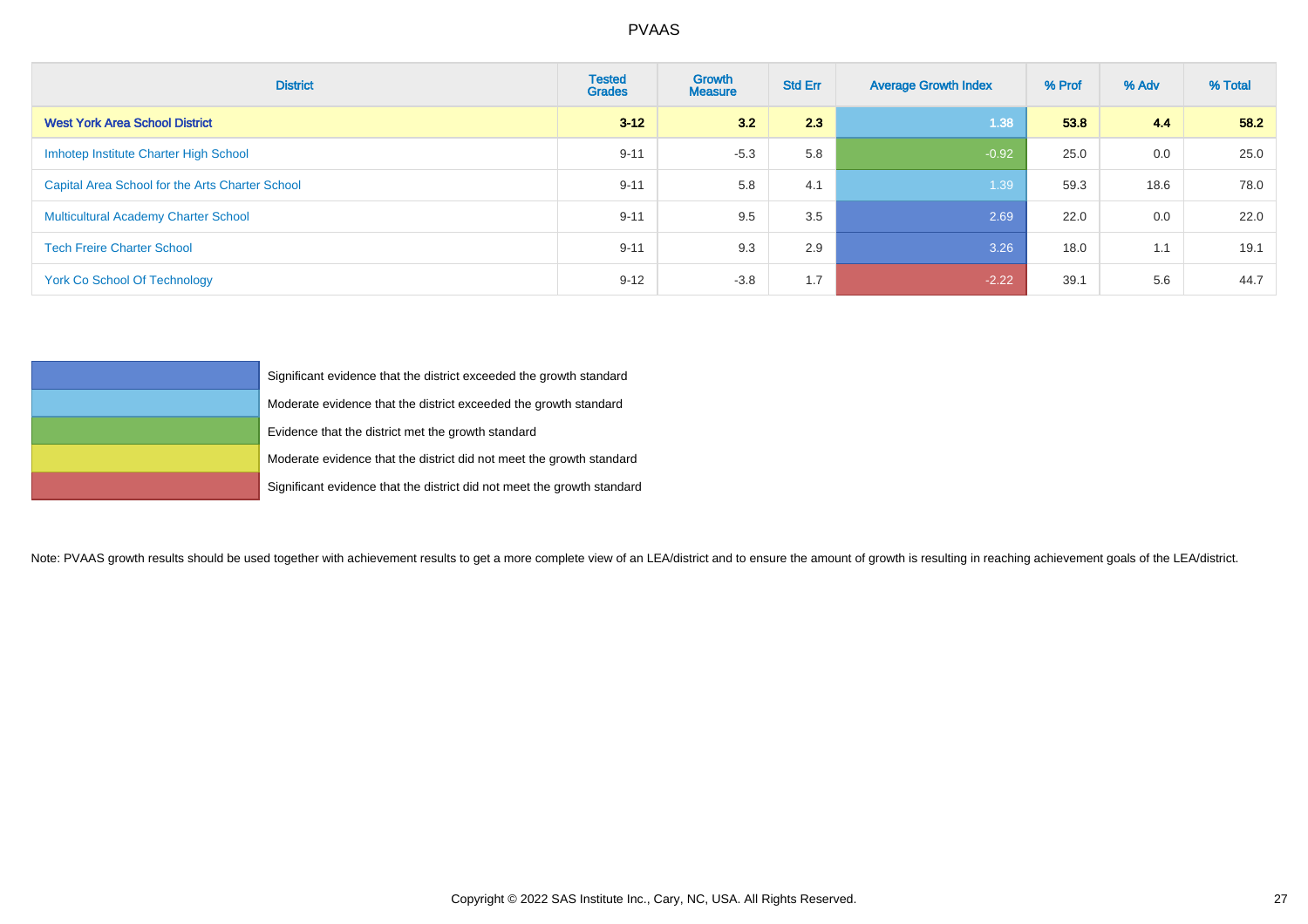PVAAS

| District | Tested Grades | Growth Measure | Std Err | Average Growth Index | % Prof | % Adv | % Total |
| --- | --- | --- | --- | --- | --- | --- | --- |
| **West York Area School District** | **3-12** | **3.2** | **2.3** | **1.38** | **53.8** | **4.4** | **58.2** |
| Imhotep Institute Charter High School | 9-11 | -5.3 | 5.8 | -0.92 | 25.0 | 0.0 | 25.0 |
| Capital Area School for the Arts Charter School | 9-11 | 5.8 | 4.1 | 1.39 | 59.3 | 18.6 | 78.0 |
| Multicultural Academy Charter School | 9-11 | 9.5 | 3.5 | 2.69 | 22.0 | 0.0 | 22.0 |
| Tech Freire Charter School | 9-11 | 9.3 | 2.9 | 3.26 | 18.0 | 1.1 | 19.1 |
| York Co School Of Technology | 9-12 | -3.8 | 1.7 | -2.22 | 39.1 | 5.6 | 44.7 |

Significant evidence that the district exceeded the growth standard

Moderate evidence that the district exceeded the growth standard

Evidence that the district met the growth standard

Moderate evidence that the district did not meet the growth standard

Significant evidence that the district did not meet the growth standard

Note: PVAAS growth results should be used together with achievement results to get a more complete view of an LEA/district and to ensure the amount of growth is resulting in reaching achievement goals of the LEA/district.

Copyright © 2022 SAS Institute Inc., Cary, NC, USA. All Rights Reserved.